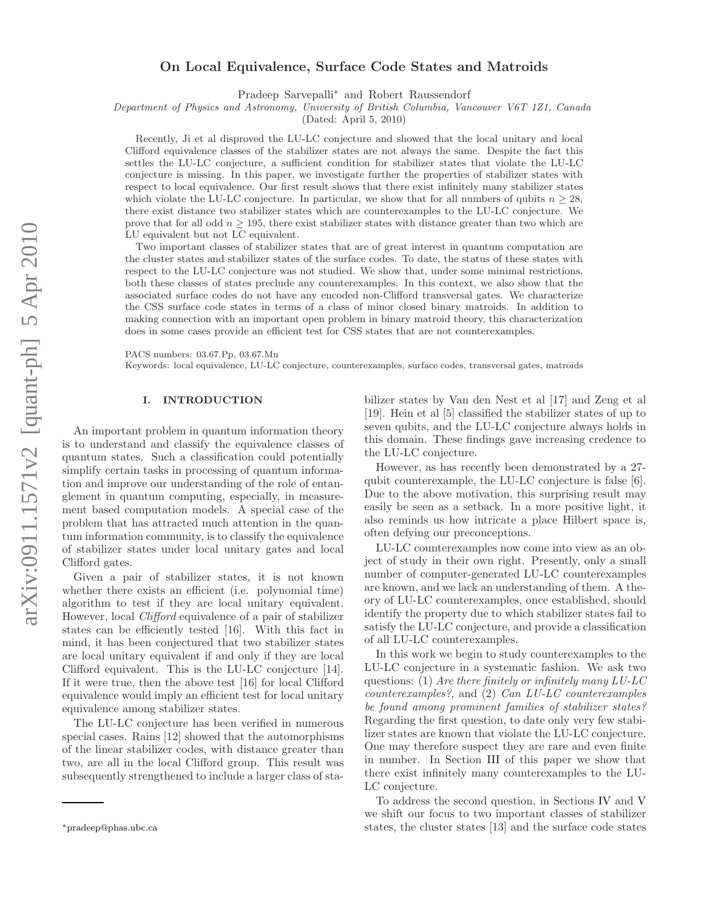# On Local Equivalence, Surface Code States and Matroids

Pradeep Sarvepalli* and Robert Raussendorf

*Department of Physics and Astronomy, University of British Columbia, Vancouver V6T 1Z1, Canada*

(Dated: April 5, 2010)

Recently, Ji et al disproved the LU-LC conjecture and showed that the local unitary and local Clifford equivalence classes of the stabilizer states are not always the same. Despite the fact this settles the LU-LC conjecture, a sufficient condition for stabilizer states that violate the LU-LC conjecture is missing. In this paper, we investigate further the properties of stabilizer states with respect to local equivalence. Our first result shows that there exist infinitely many stabilizer states which violate the LU-LC conjecture. In particular, we show that for all numbers of qubits $n \geq 28$, there exist distance two stabilizer states which are counterexamples to the LU-LC conjecture. We prove that for all odd $n \geq 195$, there exist stabilizer states with distance greater than two which are LU equivalent but not LC equivalent.

Two important classes of stabilizer states that are of great interest in quantum computation are the cluster states and stabilizer states of the surface codes. To date, the status of these states with respect to the LU-LC conjecture was not studied. We show that, under some minimal restrictions, both these classes of states preclude any counterexamples. In this context, we also show that the associated surface codes do not have any encoded non-Clifford transversal gates. We characterize the CSS surface code states in terms of a class of minor closed binary matroids. In addition to making connection with an important open problem in binary matroid theory, this characterization does in some cases provide an efficient test for CSS states that are not counterexamples.

PACS numbers: 03.67.Pp, 03.67.Mn

Keywords: local equivalence, LU-LC conjecture, counterexamples, surface codes, transversal gates, matroids

## I. INTRODUCTION

An important problem in quantum information theory is to understand and classify the equivalence classes of quantum states. Such a classification could potentially simplify certain tasks in processing of quantum information and improve our understanding of the role of entanglement in quantum computing, especially, in measurement based computation models. A special case of the problem that has attracted much attention in the quantum information community, is to classify the equivalence of stabilizer states under local unitary gates and local Clifford gates.

Given a pair of stabilizer states, it is not known whether there exists an efficient (i.e. polynomial time) algorithm to test if they are local unitary equivalent. However, local *Clifford* equivalence of a pair of stabilizer states can be efficiently tested [16]. With this fact in mind, it has been conjectured that two stabilizer states are local unitary equivalent if and only if they are local Clifford equivalent. This is the LU-LC conjecture [14]. If it were true, then the above test [16] for local Clifford equivalence would imply an efficient test for local unitary equivalence among stabilizer states.

The LU-LC conjecture has been verified in numerous special cases. Rains [12] showed that the automorphisms of the linear stabilizer codes, with distance greater than two, are all in the local Clifford group. This result was subsequently strengthened to include a larger class of stabilizer states by Van den Nest et al [17] and Zeng et al [19]. Hein et al [5] classified the stabilizer states of up to seven qubits, and the LU-LC conjecture always holds in this domain. These findings gave increasing credence to the LU-LC conjecture.

However, as has recently been demonstrated by a 27-qubit counterexample, the LU-LC conjecture is false [6]. Due to the above motivation, this surprising result may easily be seen as a setback. In a more positive light, it also reminds us how intricate a place Hilbert space is, often defying our preconceptions.

LU-LC counterexamples now come into view as an object of study in their own right. Presently, only a small number of computer-generated LU-LC counterexamples are known, and we lack an understanding of them. A theory of LU-LC counterexamples, once established, should identify the property due to which stabilizer states fail to satisfy the LU-LC conjecture, and provide a classification of all LU-LC counterexamples.

In this work we begin to study counterexamples to the LU-LC conjecture in a systematic fashion. We ask two questions: (1) *Are there finitely or infinitely many LU-LC counterexamples?*, and (2) *Can LU-LC counterexamples be found among prominent families of stabilizer states?* Regarding the first question, to date only very few stabilizer states are known that violate the LU-LC conjecture. One may therefore suspect they are rare and even finite in number. In Section III of this paper we show that there exist infinitely many counterexamples to the LU-LC conjecture.

To address the second question, in Sections IV and V we shift our focus to two important classes of stabilizer states, the cluster states [13] and the surface code states

*pradeep@phas.ubc.ca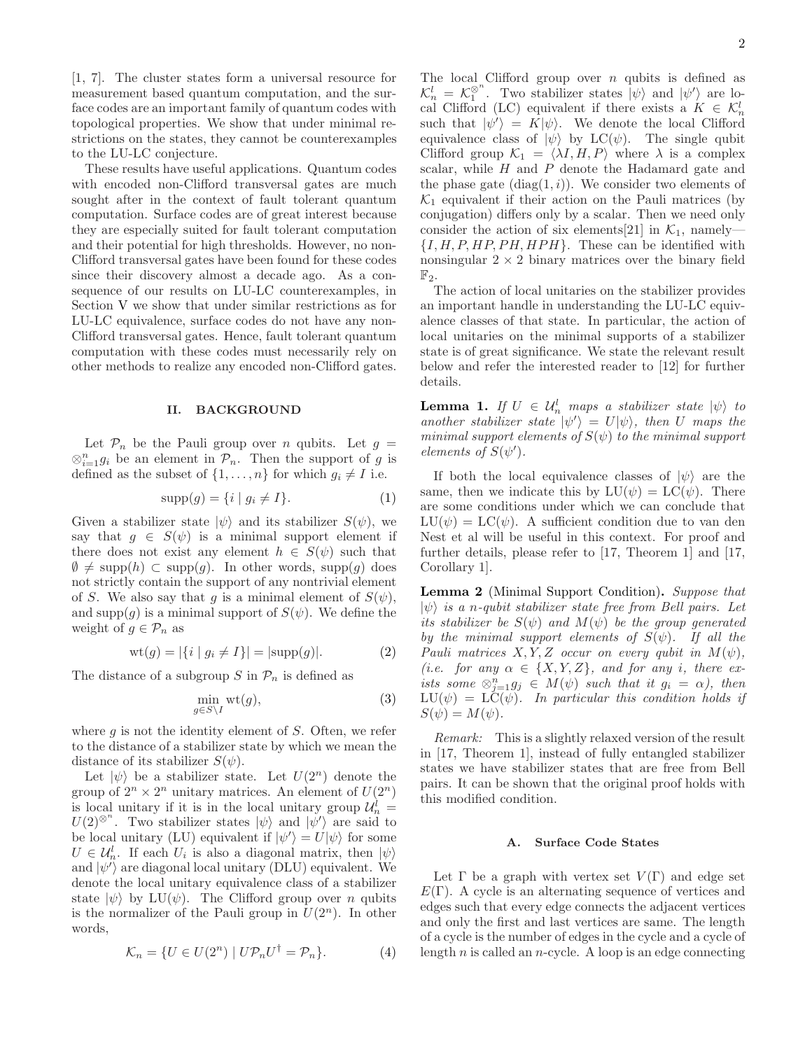[1, 7]. The cluster states form a universal resource for measurement based quantum computation, and the surface codes are an important family of quantum codes with topological properties. We show that under minimal restrictions on the states, they cannot be counterexamples to the LU-LC conjecture.

These results have useful applications. Quantum codes with encoded non-Clifford transversal gates are much sought after in the context of fault tolerant quantum computation. Surface codes are of great interest because they are especially suited for fault tolerant computation and their potential for high thresholds. However, no non-Clifford transversal gates have been found for these codes since their discovery almost a decade ago. As a consequence of our results on LU-LC counterexamples, in Section V we show that under similar restrictions as for LU-LC equivalence, surface codes do not have any non-Clifford transversal gates. Hence, fault tolerant quantum computation with these codes must necessarily rely on other methods to realize any encoded non-Clifford gates.

## II. BACKGROUND

Let $\mathcal{P}_n$ be the Pauli group over $n$ qubits. Let $g = \otimes_{i=1}^n g_i$ be an element in $\mathcal{P}_n$. Then the support of $g$ is defined as the subset of $\{1, \ldots, n\}$ for which $g_i \neq I$ i.e.

$$\text{supp}(g) = \{i \mid g_i \neq I\}. \tag{1}$$

Given a stabilizer state $|\psi\rangle$ and its stabilizer $S(\psi)$, we say that $g \in S(\psi)$ is a minimal support element if there does not exist any element $h \in S(\psi)$ such that $\emptyset \neq \text{supp}(h) \subset \text{supp}(g)$. In other words, $\text{supp}(g)$ does not strictly contain the support of any nontrivial element of $S$. We also say that $g$ is a minimal element of $S(\psi)$, and $\text{supp}(g)$ is a minimal support of $S(\psi)$. We define the weight of $g \in \mathcal{P}_n$ as

$$\text{wt}(g) = |\{i \mid g_i \neq I\}| = |\text{supp}(g)|. \tag{2}$$

The distance of a subgroup $S$ in $\mathcal{P}_n$ is defined as

$$\min_{g \in S \setminus I} \text{wt}(g), \tag{3}$$

where $g$ is not the identity element of $S$. Often, we refer to the distance of a stabilizer state by which we mean the distance of its stabilizer $S(\psi)$.

Let $|\psi\rangle$ be a stabilizer state. Let $U(2^n)$ denote the group of $2^n \times 2^n$ unitary matrices. An element of $U(2^n)$ is local unitary if it is in the local unitary group $\mathcal{U}_n^l = U(2)^{\otimes^n}$. Two stabilizer states $|\psi\rangle$ and $|\psi'\rangle$ are said to be local unitary (LU) equivalent if $|\psi'\rangle = U|\psi\rangle$ for some $U \in \mathcal{U}_n^l$. If each $U_i$ is also a diagonal matrix, then $|\psi\rangle$ and $|\psi'\rangle$ are diagonal local unitary (DLU) equivalent. We denote the local unitary equivalence class of a stabilizer state $|\psi\rangle$ by $\text{LU}(\psi)$. The Clifford group over $n$ qubits is the normalizer of the Pauli group in $U(2^n)$. In other words,

$$\mathcal{K}_n = \{U \in U(2^n) \mid U\mathcal{P}_n U^\dagger = \mathcal{P}_n\}. \tag{4}$$

The local Clifford group over $n$ qubits is defined as $\mathcal{K}_n^l = \mathcal{K}_1^{\otimes^n}$. Two stabilizer states $|\psi\rangle$ and $|\psi'\rangle$ are local Clifford (LC) equivalent if there exists a $K \in \mathcal{K}_n^l$ such that $|\psi'\rangle = K|\psi\rangle$. We denote the local Clifford equivalence class of $|\psi\rangle$ by $\text{LC}(\psi)$. The single qubit Clifford group $\mathcal{K}_1 = \langle \lambda I, H, P \rangle$ where $\lambda$ is a complex scalar, while $H$ and $P$ denote the Hadamard gate and the phase gate ($\text{diag}(1, i)$). We consider two elements of $\mathcal{K}_1$ equivalent if their action on the Pauli matrices (by conjugation) differs only by a scalar. Then we need only consider the action of six elements[21] in $\mathcal{K}_1$, namely—$\{I, H, P, HP, PH, HPH\}$. These can be identified with nonsingular $2 \times 2$ binary matrices over the binary field $\mathbb{F}_2$.

The action of local unitaries on the stabilizer provides an important handle in understanding the LU-LC equivalence classes of that state. In particular, the action of local unitaries on the minimal supports of a stabilizer state is of great significance. We state the relevant result below and refer the interested reader to [12] for further details.

**Lemma 1.** *If $U \in \mathcal{U}_n^l$ maps a stabilizer state $|\psi\rangle$ to another stabilizer state $|\psi'\rangle = U|\psi\rangle$, then $U$ maps the minimal support elements of $S(\psi)$ to the minimal support elements of $S(\psi')$.*

If both the local equivalence classes of $|\psi\rangle$ are the same, then we indicate this by $\text{LU}(\psi) = \text{LC}(\psi)$. There are some conditions under which we can conclude that $\text{LU}(\psi) = \text{LC}(\psi)$. A sufficient condition due to van den Nest et al will be useful in this context. For proof and further details, please refer to [17, Theorem 1] and [17, Corollary 1].

**Lemma 2** (Minimal Support Condition)**.** *Suppose that $|\psi\rangle$ is a $n$-qubit stabilizer state free from Bell pairs. Let its stabilizer be $S(\psi)$ and $M(\psi)$ be the group generated by the minimal support elements of $S(\psi)$. If all the Pauli matrices $X, Y, Z$ occur on every qubit in $M(\psi)$, (i.e. for any $\alpha \in \{X, Y, Z\}$, and for any $i$, there exists some $\otimes_{j=1}^n g_j \in M(\psi)$ such that it $g_i = \alpha$), then $\text{LU}(\psi) = \text{LC}(\psi)$. In particular this condition holds if $S(\psi) = M(\psi)$.*

*Remark:* This is a slightly relaxed version of the result in [17, Theorem 1], instead of fully entangled stabilizer states we have stabilizer states that are free from Bell pairs. It can be shown that the original proof holds with this modified condition.

### A. Surface Code States

Let $\Gamma$ be a graph with vertex set $V(\Gamma)$ and edge set $E(\Gamma)$. A cycle is an alternating sequence of vertices and edges such that every edge connects the adjacent vertices and only the first and last vertices are same. The length of a cycle is the number of edges in the cycle and a cycle of length $n$ is called an $n$-cycle. A loop is an edge connecting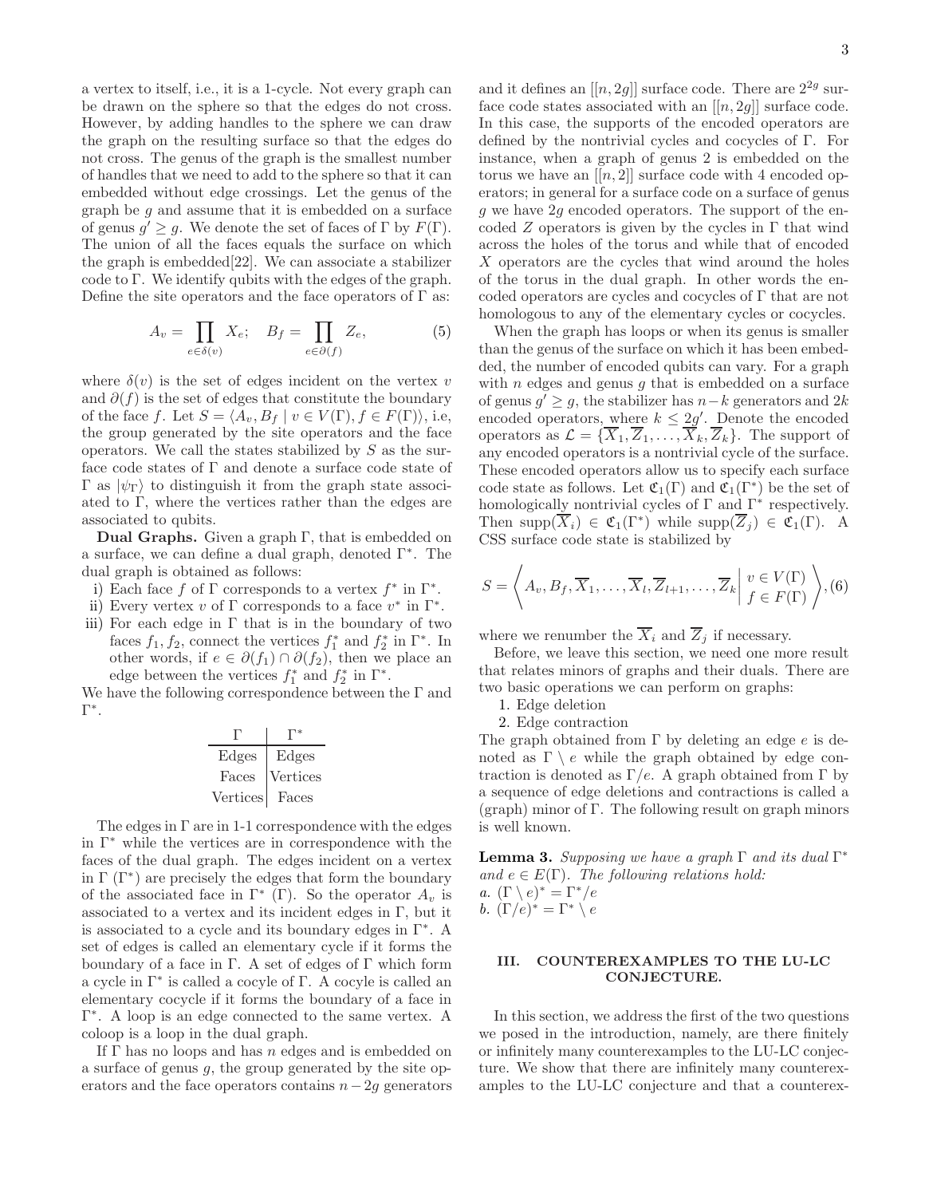a vertex to itself, i.e., it is a 1-cycle. Not every graph can be drawn on the sphere so that the edges do not cross. However, by adding handles to the sphere we can draw the graph on the resulting surface so that the edges do not cross. The genus of the graph is the smallest number of handles that we need to add to the sphere so that it can embedded without edge crossings. Let the genus of the graph be $g$ and assume that it is embedded on a surface of genus $g' \geq g$. We denote the set of faces of $\Gamma$ by $F(\Gamma)$. The union of all the faces equals the surface on which the graph is embedded[22]. We can associate a stabilizer code to $\Gamma$. We identify qubits with the edges of the graph. Define the site operators and the face operators of $\Gamma$ as:

$$A_v = \prod_{e\in\delta(v)} X_e; \quad B_f = \prod_{e\in\partial(f)} Z_e, \tag{5}$$

where $\delta(v)$ is the set of edges incident on the vertex $v$ and $\partial(f)$ is the set of edges that constitute the boundary of the face $f$. Let $S = \langle A_v, B_f \mid v \in V(\Gamma), f \in F(\Gamma)\rangle$, i.e, the group generated by the site operators and the face operators. We call the states stabilized by $S$ as the surface code states of $\Gamma$ and denote a surface code state of $\Gamma$ as $|\psi_\Gamma\rangle$ to distinguish it from the graph state associated to $\Gamma$, where the vertices rather than the edges are associated to qubits.

**Dual Graphs.** Given a graph $\Gamma$, that is embedded on a surface, we can define a dual graph, denoted $\Gamma^*$. The dual graph is obtained as follows:

i) Each face $f$ of $\Gamma$ corresponds to a vertex $f^*$ in $\Gamma^*$.
ii) Every vertex $v$ of $\Gamma$ corresponds to a face $v^*$ in $\Gamma^*$.
iii) For each edge in $\Gamma$ that is in the boundary of two faces $f_1, f_2$, connect the vertices $f_1^*$ and $f_2^*$ in $\Gamma^*$. In other words, if $e \in \partial(f_1) \cap \partial(f_2)$, then we place an edge between the vertices $f_1^*$ and $f_2^*$ in $\Gamma^*$.

We have the following correspondence between the $\Gamma$ and $\Gamma^*$.

| $\Gamma$ | $\Gamma^*$ |
|---|---|
| Edges | Edges |
| Faces | Vertices |
| Vertices | Faces |

The edges in $\Gamma$ are in 1-1 correspondence with the edges in $\Gamma^*$ while the vertices are in correspondence with the faces of the dual graph. The edges incident on a vertex in $\Gamma$ ($\Gamma^*$) are precisely the edges that form the boundary of the associated face in $\Gamma^*$ ($\Gamma$). So the operator $A_v$ is associated to a vertex and its incident edges in $\Gamma$, but it is associated to a cycle and its boundary edges in $\Gamma^*$. A set of edges is called an elementary cycle if it forms the boundary of a face in $\Gamma$. A set of edges of $\Gamma$ which form a cycle in $\Gamma^*$ is called a cocyle of $\Gamma$. A cocyle is called an elementary cocycle if it forms the boundary of a face in $\Gamma^*$. A loop is an edge connected to the same vertex. A coloop is a loop in the dual graph.

If $\Gamma$ has no loops and has $n$ edges and is embedded on a surface of genus $g$, the group generated by the site operators and the face operators contains $n-2g$ generators and it defines an $[[n, 2g]]$ surface code. There are $2^{2g}$ surface code states associated with an $[[n, 2g]]$ surface code. In this case, the supports of the encoded operators are defined by the nontrivial cycles and cocycles of $\Gamma$. For instance, when a graph of genus 2 is embedded on the torus we have an $[[n, 2]]$ surface code with 4 encoded operators; in general for a surface code on a surface of genus $g$ we have $2g$ encoded operators. The support of the encoded $Z$ operators is given by the cycles in $\Gamma$ that wind across the holes of the torus and while that of encoded $X$ operators are the cycles that wind around the holes of the torus in the dual graph. In other words the encoded operators are cycles and cocycles of $\Gamma$ that are not homologous to any of the elementary cycles or cocycles.

When the graph has loops or when its genus is smaller than the genus of the surface on which it has been embedded, the number of encoded qubits can vary. For a graph with $n$ edges and genus $g$ that is embedded on a surface of genus $g' \geq g$, the stabilizer has $n-k$ generators and $2k$ encoded operators, where $k \leq 2g'$. Denote the encoded operators as $\mathcal{L} = \{\overline{X}_1, \overline{Z}_1, \ldots, \overline{X}_k, \overline{Z}_k\}$. The support of any encoded operators is a nontrivial cycle of the surface. These encoded operators allow us to specify each surface code state as follows. Let $\mathfrak{C}_1(\Gamma)$ and $\mathfrak{C}_1(\Gamma^*)$ be the set of homologically nontrivial cycles of $\Gamma$ and $\Gamma^*$ respectively. Then $\text{supp}(\overline{X}_i) \in \mathfrak{C}_1(\Gamma^*)$ while $\text{supp}(\overline{Z}_j) \in \mathfrak{C}_1(\Gamma)$. A CSS surface code state is stabilized by

$$S = \left\langle A_v, B_f, \overline{X}_1, \ldots, \overline{X}_l, \overline{Z}_{l+1}, \ldots, \overline{Z}_k \,\middle|\, \begin{array}{l} v \in V(\Gamma) \\ f \in F(\Gamma) \end{array} \right\rangle, \tag{6}$$

where we renumber the $\overline{X}_i$ and $\overline{Z}_j$ if necessary.

Before, we leave this section, we need one more result that relates minors of graphs and their duals. There are two basic operations we can perform on graphs:

1. Edge deletion
2. Edge contraction

The graph obtained from $\Gamma$ by deleting an edge $e$ is denoted as $\Gamma \setminus e$ while the graph obtained by edge contraction is denoted as $\Gamma/e$. A graph obtained from $\Gamma$ by a sequence of edge deletions and contractions is called a (graph) minor of $\Gamma$. The following result on graph minors is well known.

**Lemma 3.** *Supposing we have a graph $\Gamma$ and its dual $\Gamma^*$ and $e \in E(\Gamma)$. The following relations hold:*
*a. $(\Gamma \setminus e)^* = \Gamma^*/e$*
*b. $(\Gamma/e)^* = \Gamma^* \setminus e$*

## III. COUNTEREXAMPLES TO THE LU-LC CONJECTURE.

In this section, we address the first of the two questions we posed in the introduction, namely, are there finitely or infinitely many counterexamples to the LU-LC conjecture. We show that there are infinitely many counterexamples to the LU-LC conjecture and that a counterex-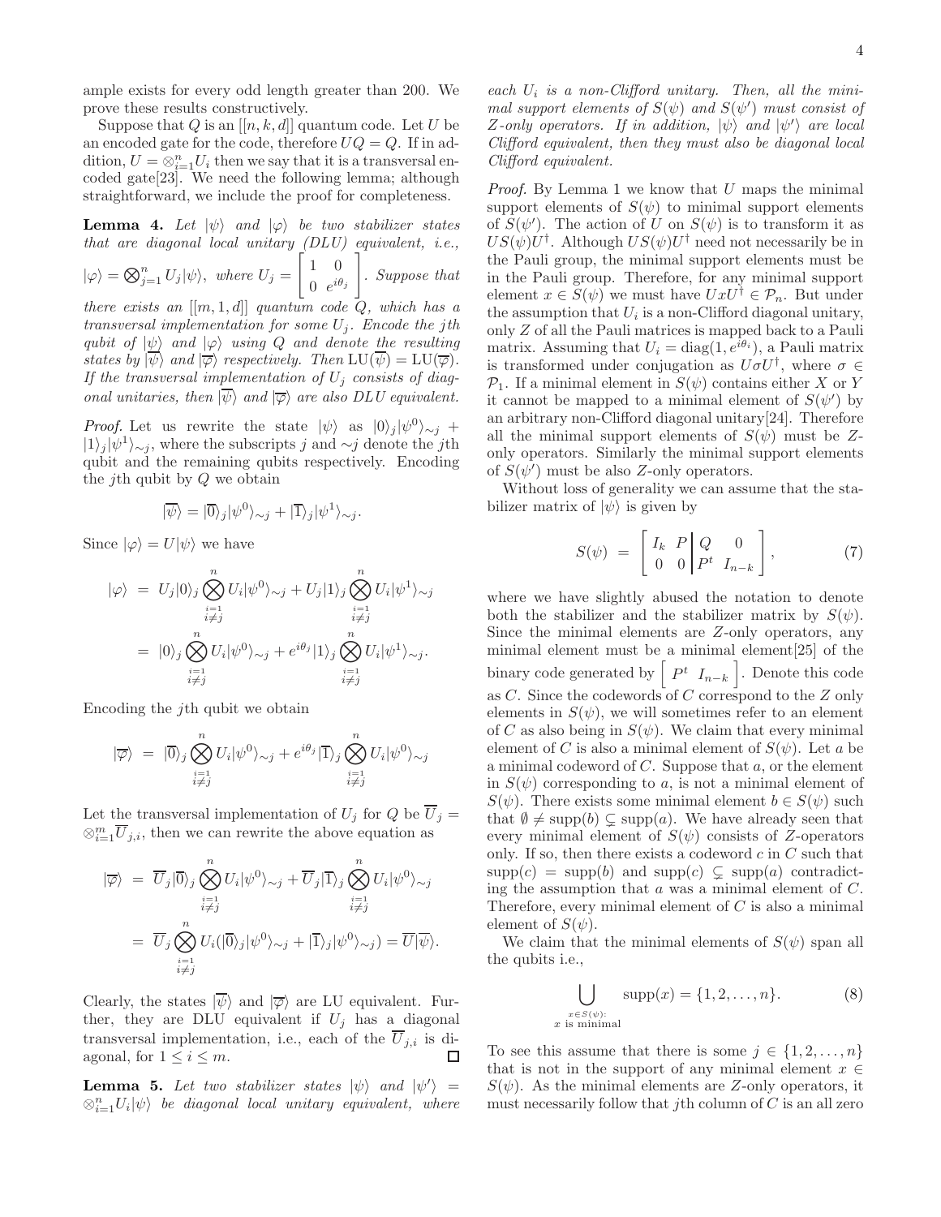ample exists for every odd length greater than 200. We prove these results constructively.

Suppose that $Q$ is an $[[n,k,d]]$ quantum code. Let $U$ be an encoded gate for the code, therefore $UQ = Q$. If in addition, $U = \otimes_{i=1}^n U_i$ then we say that it is a transversal encoded gate[23]. We need the following lemma; although straightforward, we include the proof for completeness.

**Lemma 4.** *Let $|\psi\rangle$ and $|\varphi\rangle$ be two stabilizer states that are diagonal local unitary (DLU) equivalent, i.e., $|\varphi\rangle = \bigotimes_{j=1}^n U_j|\psi\rangle$, where $U_j = \left[\begin{array}{cc} 1 & 0 \\ 0 & e^{i\theta_j}\end{array}\right]$. Suppose that there exists an $[[m,1,d]]$ quantum code $Q$, which has a transversal implementation for some $U_j$. Encode the $j$th qubit of $|\psi\rangle$ and $|\varphi\rangle$ using $Q$ and denote the resulting states by $|\overline{\psi}\rangle$ and $|\overline{\varphi}\rangle$ respectively. Then $\mathrm{LU}(\overline{\psi}) = \mathrm{LU}(\overline{\varphi})$. If the transversal implementation of $U_j$ consists of diagonal unitaries, then $|\overline{\psi}\rangle$ and $|\overline{\varphi}\rangle$ are also DLU equivalent.*

*Proof.* Let us rewrite the state $|\psi\rangle$ as $|0\rangle_j|\psi^0\rangle_{\sim j} + |1\rangle_j|\psi^1\rangle_{\sim j}$, where the subscripts $j$ and $\sim j$ denote the $j$th qubit and the remaining qubits respectively. Encoding the $j$th qubit by $Q$ we obtain

$$|\overline{\psi}\rangle = |\overline{0}\rangle_j|\psi^0\rangle_{\sim j} + |\overline{1}\rangle_j|\psi^1\rangle_{\sim j}.$$

Since $|\varphi\rangle = U|\psi\rangle$ we have

$$\begin{aligned}
|\varphi\rangle &= U_j|0\rangle_j \bigotimes_{\substack{i=1\\ i\neq j}}^n U_i|\psi^0\rangle_{\sim j} + U_j|1\rangle_j \bigotimes_{\substack{i=1\\ i\neq j}}^n U_i|\psi^1\rangle_{\sim j}\\
&= |0\rangle_j \bigotimes_{\substack{i=1\\ i\neq j}}^n U_i|\psi^0\rangle_{\sim j} + e^{i\theta_j}|1\rangle_j \bigotimes_{\substack{i=1\\ i\neq j}}^n U_i|\psi^1\rangle_{\sim j}.
\end{aligned}$$

Encoding the $j$th qubit we obtain

$$|\overline{\varphi}\rangle = |\overline{0}\rangle_j \bigotimes_{\substack{i=1\\ i\neq j}}^n U_i|\psi^0\rangle_{\sim j} + e^{i\theta_j}|\overline{1}\rangle_j \bigotimes_{\substack{i=1\\ i\neq j}}^n U_i|\psi^0\rangle_{\sim j}$$

Let the transversal implementation of $U_j$ for $Q$ be $\overline{U}_j = \otimes_{i=1}^m \overline{U}_{j,i}$, then we can rewrite the above equation as

$$\begin{aligned}
|\overline{\varphi}\rangle &= \overline{U}_j|\overline{0}\rangle_j \bigotimes_{\substack{i=1\\ i\neq j}}^n U_i|\psi^0\rangle_{\sim j} + \overline{U}_j|\overline{1}\rangle_j \bigotimes_{\substack{i=1\\ i\neq j}}^n U_i|\psi^0\rangle_{\sim j}\\
&= \overline{U}_j \bigotimes_{\substack{i=1\\ i\neq j}}^n U_i(|\overline{0}\rangle_j|\psi^0\rangle_{\sim j} + |\overline{1}\rangle_j|\psi^0\rangle_{\sim j}) = \overline{U}|\overline{\psi}\rangle.
\end{aligned}$$

Clearly, the states $|\overline{\psi}\rangle$ and $|\overline{\varphi}\rangle$ are LU equivalent. Further, they are DLU equivalent if $U_j$ has a diagonal transversal implementation, i.e., each of the $\overline{U}_{j,i}$ is diagonal, for $1 \leq i \leq m$. ∎

**Lemma 5.** *Let two stabilizer states $|\psi\rangle$ and $|\psi'\rangle = \otimes_{i=1}^n U_i|\psi\rangle$ be diagonal local unitary equivalent, where each $U_i$ is a non-Clifford unitary. Then, all the minimal support elements of $S(\psi)$ and $S(\psi')$ must consist of $Z$-only operators. If in addition, $|\psi\rangle$ and $|\psi'\rangle$ are local Clifford equivalent, then they must also be diagonal local Clifford equivalent.*

*Proof.* By Lemma 1 we know that $U$ maps the minimal support elements of $S(\psi)$ to minimal support elements of $S(\psi')$. The action of $U$ on $S(\psi)$ is to transform it as $US(\psi)U^\dagger$. Although $US(\psi)U^\dagger$ need not necessarily be in the Pauli group, the minimal support elements must be in the Pauli group. Therefore, for any minimal support element $x \in S(\psi)$ we must have $UxU^\dagger \in \mathcal{P}_n$. But under the assumption that $U_i$ is a non-Clifford diagonal unitary, only $Z$ of all the Pauli matrices is mapped back to a Pauli matrix. Assuming that $U_i = \mathrm{diag}(1, e^{i\theta_i})$, a Pauli matrix is transformed under conjugation as $U\sigma U^\dagger$, where $\sigma \in \mathcal{P}_1$. If a minimal element in $S(\psi)$ contains either $X$ or $Y$ it cannot be mapped to a minimal element of $S(\psi')$ by an arbitrary non-Clifford diagonal unitary[24]. Therefore all the minimal support elements of $S(\psi)$ must be $Z$-only operators. Similarly the minimal support elements of $S(\psi')$ must be also $Z$-only operators.

Without loss of generality we can assume that the stabilizer matrix of $|\psi\rangle$ is given by

$$S(\psi) = \left[\begin{array}{cc|cc} I_k & P & Q & 0 \\ 0 & 0 & P^t & I_{n-k}\end{array}\right], \tag{7}$$

where we have slightly abused the notation to denote both the stabilizer and the stabilizer matrix by $S(\psi)$. Since the minimal elements are $Z$-only operators, any minimal element must be a minimal element[25] of the binary code generated by $\left[\begin{array}{cc} P^t & I_{n-k}\end{array}\right]$. Denote this code as $C$. Since the codewords of $C$ correspond to the $Z$ only elements in $S(\psi)$, we will sometimes refer to an element of $C$ as also being in $S(\psi)$. We claim that every minimal element of $C$ is also a minimal element of $S(\psi)$. Let $a$ be a minimal codeword of $C$. Suppose that $a$, or the element in $S(\psi)$ corresponding to $a$, is not a minimal element of $S(\psi)$. There exists some minimal element $b \in S(\psi)$ such that $\emptyset \neq \mathrm{supp}(b) \subsetneq \mathrm{supp}(a)$. We have already seen that every minimal element of $S(\psi)$ consists of $Z$-operators only. If so, then there exists a codeword $c$ in $C$ such that $\mathrm{supp}(c) = \mathrm{supp}(b)$ and $\mathrm{supp}(c) \subsetneq \mathrm{supp}(a)$ contradicting the assumption that $a$ was a minimal element of $C$. Therefore, every minimal element of $C$ is also a minimal element of $S(\psi)$.

We claim that the minimal elements of $S(\psi)$ span all the qubits i.e.,

$$\bigcup_{\substack{x\in S(\psi):\\ x \text{ is minimal}}} \mathrm{supp}(x) = \{1,2,\ldots,n\}. \tag{8}$$

To see this assume that there is some $j \in \{1,2,\ldots,n\}$ that is not in the support of any minimal element $x \in S(\psi)$. As the minimal elements are $Z$-only operators, it must necessarily follow that $j$th column of $C$ is an all zero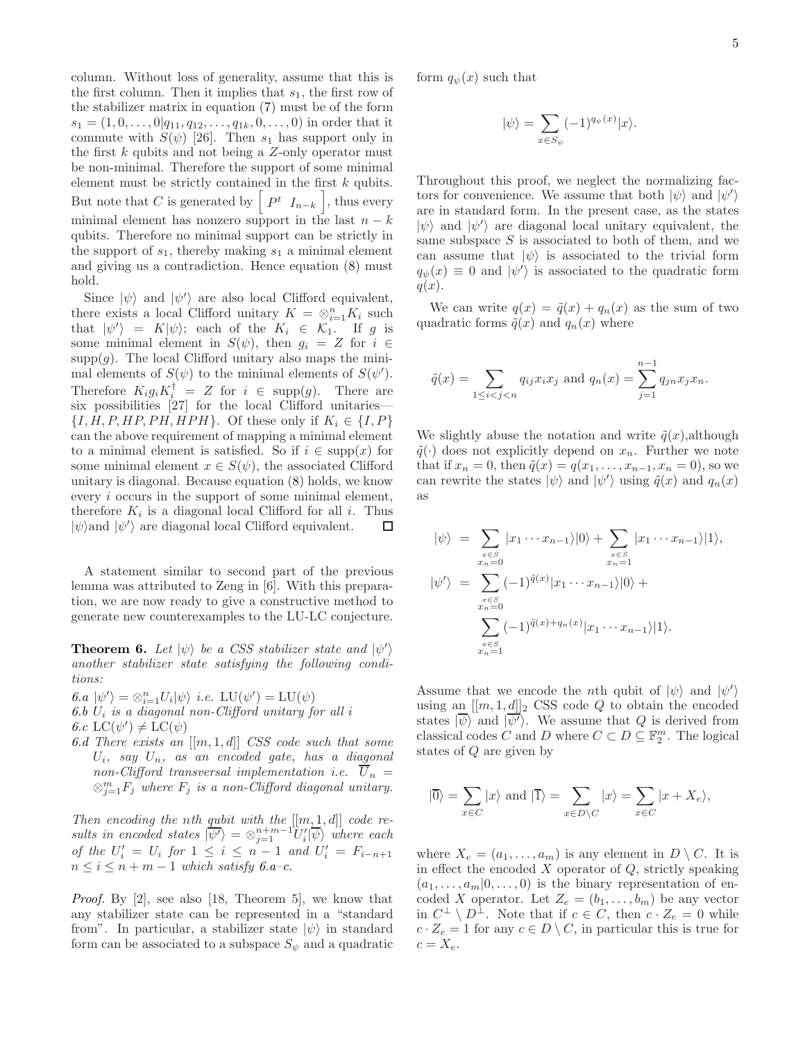column. Without loss of generality, assume that this is the first column. Then it implies that $s_1$, the first row of the stabilizer matrix in equation (7) must be of the form $s_1 = (1, 0, \ldots, 0|q_{11}, q_{12}, \ldots, q_{1k}, 0, \ldots, 0)$ in order that it commute with $S(\psi)$ [26]. Then $s_1$ has support only in the first $k$ qubits and not being a $Z$-only operator must be non-minimal. Therefore the support of some minimal element must be strictly contained in the first $k$ qubits. But note that $C$ is generated by $\left[\begin{array}{cc} P^t & I_{n-k}\end{array}\right]$, thus every minimal element has nonzero support in the last $n-k$ qubits. Therefore no minimal support can be strictly in the support of $s_1$, thereby making $s_1$ a minimal element and giving us a contradiction. Hence equation (8) must hold.

Since $|\psi\rangle$ and $|\psi'\rangle$ are also local Clifford equivalent, there exists a local Clifford unitary $K = \otimes_{i=1}^n K_i$ such that $|\psi'\rangle = K|\psi\rangle$; each of the $K_i \in \mathcal{K}_1$. If $g$ is some minimal element in $S(\psi)$, then $g_i = Z$ for $i \in \operatorname{supp}(g)$. The local Clifford unitary also maps the minimal elements of $S(\psi)$ to the minimal elements of $S(\psi')$. Therefore $K_i g_i K_i^\dagger = Z$ for $i \in \operatorname{supp}(g)$. There are six possibilities [27] for the local Clifford unitaries—$\{I, H, P, HP, PH, HPH\}$. Of these only if $K_i \in \{I, P\}$ can the above requirement of mapping a minimal element to a minimal element is satisfied. So if $i \in \operatorname{supp}(x)$ for some minimal element $x \in S(\psi)$, the associated Clifford unitary is diagonal. Because equation (8) holds, we know every $i$ occurs in the support of some minimal element, therefore $K_i$ is a diagonal local Clifford for all $i$. Thus $|\psi\rangle$and $|\psi'\rangle$ are diagonal local Clifford equivalent. □

A statement similar to second part of the previous lemma was attributed to Zeng in [6]. With this preparation, we are now ready to give a constructive method to generate new counterexamples to the LU-LC conjecture.

**Theorem 6.** *Let $|\psi\rangle$ be a CSS stabilizer state and $|\psi'\rangle$ another stabilizer state satisfying the following conditions:*

*6.a $|\psi'\rangle = \otimes_{i=1}^n U_i|\psi\rangle$ i.e. $\mathrm{LU}(\psi') = \mathrm{LU}(\psi)$*
*6.b $U_i$ is a diagonal non-Clifford unitary for all $i$*
*6.c $\mathrm{LC}(\psi') \neq \mathrm{LC}(\psi)$*
*6.d There exists an $[[m, 1, d]]$ CSS code such that some $U_i$, say $U_n$, as an encoded gate, has a diagonal non-Clifford transversal implementation i.e. $\overline{U}_n = \otimes_{j=1}^m F_j$ where $F_j$ is a non-Clifford diagonal unitary.*

*Then encoding the $n$th qubit with the $[[m, 1, d]]$ code results in encoded states $\overline{|\psi'\rangle} = \otimes_{j=1}^{n+m-1} U_i'\overline{|\psi\rangle}$ where each of the $U_i' = U_i$ for $1 \leq i \leq n-1$ and $U_i' = F_{i-n+1}$ $n \leq i \leq n+m-1$ which satisfy 6.a–c.*

*Proof.* By [2], see also [18, Theorem 5], we know that any stabilizer state can be represented in a "standard from". In particular, a stabilizer state $|\psi\rangle$ in standard form can be associated to a subspace $S_\psi$ and a quadratic form $q_\psi(x)$ such that

$$|\psi\rangle = \sum_{x \in S_\psi} (-1)^{q_\psi(x)}|x\rangle.$$

Throughout this proof, we neglect the normalizing factors for convenience. We assume that both $|\psi\rangle$ and $|\psi'\rangle$ are in standard form. In the present case, as the states $|\psi\rangle$ and $|\psi'\rangle$ are diagonal local unitary equivalent, the same subspace $S$ is associated to both of them, and we can assume that $|\psi\rangle$ is associated to the trivial form $q_\psi(x) \equiv 0$ and $|\psi'\rangle$ is associated to the quadratic form $q(x)$.

We can write $q(x) = \tilde{q}(x) + q_n(x)$ as the sum of two quadratic forms $\tilde{q}(x)$ and $q_n(x)$ where

$$\tilde{q}(x) = \sum_{1 \leq i < j < n} q_{ij} x_i x_j \text{ and } q_n(x) = \sum_{j=1}^{n-1} q_{jn} x_j x_n.$$

We slightly abuse the notation and write $\tilde{q}(x)$,although $\tilde{q}(\cdot)$ does not explicitly depend on $x_n$. Further we note that if $x_n = 0$, then $\tilde{q}(x) = q(x_1, \ldots, x_{n-1}, x_n = 0)$, so we can rewrite the states $|\psi\rangle$ and $|\psi'\rangle$ using $\tilde{q}(x)$ and $q_n(x)$ as

$$\begin{aligned}
|\psi\rangle &= \sum_{\substack{x \in S \\ x_n = 0}} |x_1 \cdots x_{n-1}\rangle|0\rangle + \sum_{\substack{x \in S \\ x_n = 1}} |x_1 \cdots x_{n-1}\rangle|1\rangle, \\
|\psi'\rangle &= \sum_{\substack{x \in S \\ x_n = 0}} (-1)^{\tilde{q}(x)}|x_1 \cdots x_{n-1}\rangle|0\rangle + \\
&\quad \sum_{\substack{x \in S \\ x_n = 1}} (-1)^{\tilde{q}(x) + q_n(x)}|x_1 \cdots x_{n-1}\rangle|1\rangle.
\end{aligned}$$

Assume that we encode the $n$th qubit of $|\psi\rangle$ and $|\psi'\rangle$ using an $[[m, 1, d]]_2$ CSS code $Q$ to obtain the encoded states $\overline{|\psi\rangle}$ and $\overline{|\psi'\rangle}$. We assume that $Q$ is derived from classical codes $C$ and $D$ where $C \subset D \subseteq \mathbb{F}_2^m$. The logical states of $Q$ are given by

$$|\overline{0}\rangle = \sum_{x \in C} |x\rangle \text{ and } |\overline{1}\rangle = \sum_{x \in D \setminus C} |x\rangle = \sum_{x \in C} |x + X_e\rangle,$$

where $X_e = (a_1, \ldots, a_m)$ is any element in $D \setminus C$. It is in effect the encoded $X$ operator of $Q$, strictly speaking $(a_1, \ldots, a_m|0, \ldots, 0)$ is the binary representation of encoded $X$ operator. Let $Z_e = (b_1, \ldots, b_m)$ be any vector in $C^\perp \setminus D^\perp$. Note that if $c \in C$, then $c \cdot Z_e = 0$ while $c \cdot Z_e = 1$ for any $c \in D \setminus C$, in particular this is true for $c = X_e$.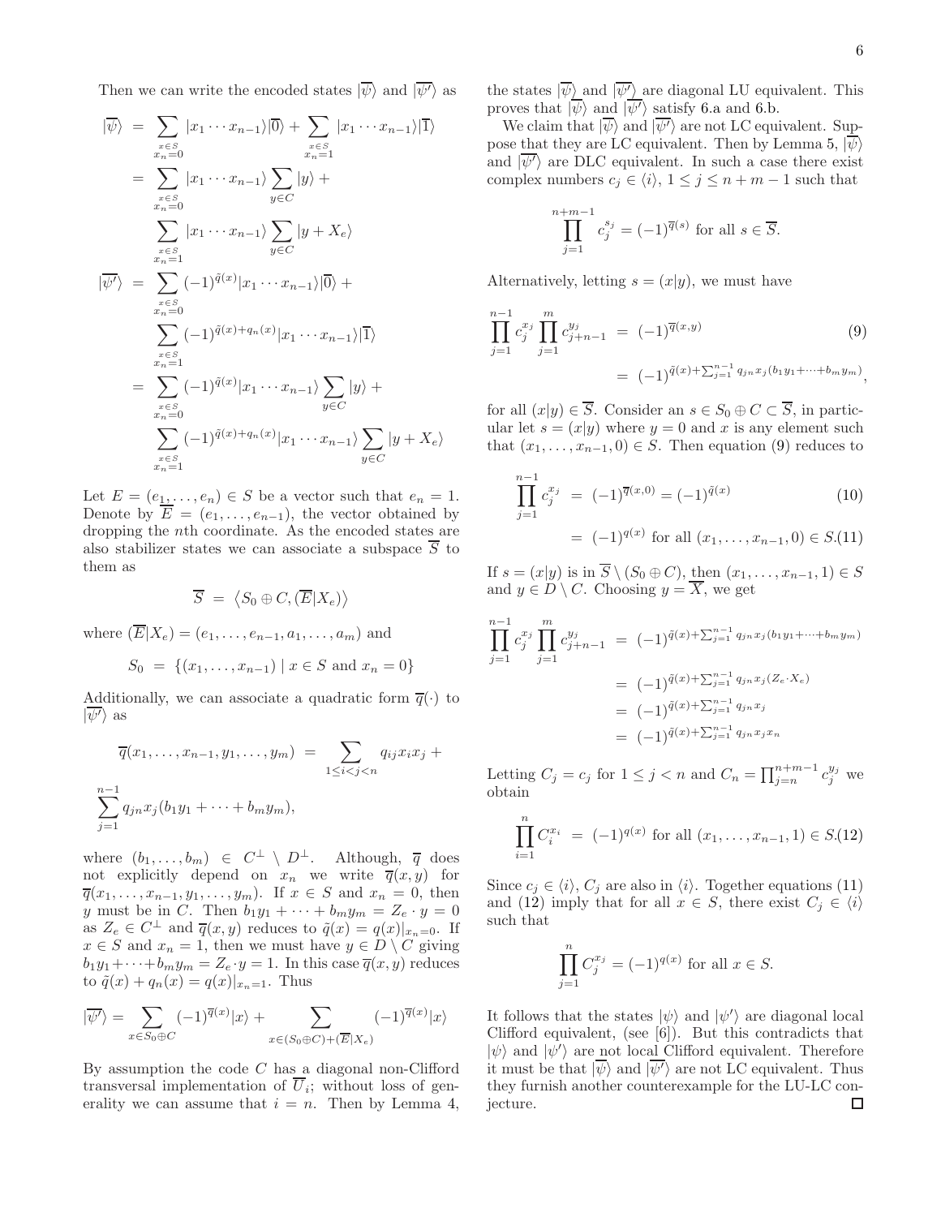Then we can write the encoded states $|\overline{\psi}\rangle$ and $|\overline{\psi'}\rangle$ as

$$
\begin{aligned}
|\overline{\psi}\rangle &= \sum_{\substack{x\in S\\ x_n=0}} |x_1\cdots x_{n-1}\rangle|\overline{0}\rangle + \sum_{\substack{x\in S\\ x_n=1}} |x_1\cdots x_{n-1}\rangle|\overline{1}\rangle \\
&= \sum_{\substack{x\in S\\ x_n=0}} |x_1\cdots x_{n-1}\rangle \sum_{y\in C}|y\rangle + \\
&\quad \sum_{\substack{x\in S\\ x_n=1}} |x_1\cdots x_{n-1}\rangle \sum_{y\in C}|y+X_e\rangle \\
|\overline{\psi'}\rangle &= \sum_{\substack{x\in S\\ x_n=0}} (-1)^{\tilde{q}(x)}|x_1\cdots x_{n-1}\rangle|\overline{0}\rangle + \\
&\quad \sum_{\substack{x\in S\\ x_n=1}} (-1)^{\tilde{q}(x)+q_n(x)}|x_1\cdots x_{n-1}\rangle|\overline{1}\rangle \\
&= \sum_{\substack{x\in S\\ x_n=0}} (-1)^{\tilde{q}(x)}|x_1\cdots x_{n-1}\rangle \sum_{y\in C}|y\rangle + \\
&\quad \sum_{\substack{x\in S\\ x_n=1}} (-1)^{\tilde{q}(x)+q_n(x)}|x_1\cdots x_{n-1}\rangle \sum_{y\in C}|y+X_e\rangle
\end{aligned}
$$

Let $E=(e_1,\ldots,e_n)\in S$ be a vector such that $e_n=1$. Denote by $\overline{E}=(e_1,\ldots,e_{n-1})$, the vector obtained by dropping the $n$th coordinate. As the encoded states are also stabilizer states we can associate a subspace $\overline{S}$ to them as

$$
\overline{S} \;=\; \left\langle S_0\oplus C, (\overline{E}|X_e)\right\rangle
$$

where $(\overline{E}|X_e)=(e_1,\ldots,e_{n-1},a_1,\ldots,a_m)$ and

$$
S_0 \;=\; \{(x_1,\ldots,x_{n-1}) \mid x\in S \text{ and } x_n=0\}
$$

Additionally, we can associate a quadratic form $\overline{q}(\cdot)$ to $|\overline{\psi'}\rangle$ as

$$
\overline{q}(x_1,\ldots,x_{n-1},y_1,\ldots,y_m) \;=\; \sum_{1\le i<j<n} q_{ij}x_ix_j + \sum_{j=1}^{n-1} q_{jn}x_j(b_1y_1+\cdots+b_my_m),
$$

where $(b_1,\ldots,b_m)\in C^\perp\setminus D^\perp$. Although, $\overline{q}$ does not explicitly depend on $x_n$ we write $\overline{q}(x,y)$ for $\overline{q}(x_1,\ldots,x_{n-1},y_1,\ldots,y_m)$. If $x\in S$ and $x_n=0$, then $y$ must be in $C$. Then $b_1y_1+\cdots+b_my_m = Z_e\cdot y=0$ as $Z_e\in C^\perp$ and $\overline{q}(x,y)$ reduces to $\tilde{q}(x)=q(x)|_{x_n=0}$. If $x\in S$ and $x_n=1$, then we must have $y\in D\setminus C$ giving $b_1y_1+\cdots+b_my_m=Z_e\cdot y=1$. In this case $\overline{q}(x,y)$ reduces to $\tilde{q}(x)+q_n(x)=q(x)|_{x_n=1}$. Thus

$$
|\overline{\psi'}\rangle = \sum_{x\in S_0\oplus C}(-1)^{\overline{q}(x)}|x\rangle + \sum_{x\in(S_0\oplus C)+(\overline{E}|X_e)}(-1)^{\overline{q}(x)}|x\rangle
$$

By assumption the code $C$ has a diagonal non-Clifford transversal implementation of $\overline{U}_i$; without loss of generality we can assume that $i=n$. Then by Lemma 4, the states $|\overline{\psi}\rangle$ and $|\overline{\psi'}\rangle$ are diagonal LU equivalent. This proves that $|\overline{\psi}\rangle$ and $|\overline{\psi'}\rangle$ satisfy 6.a and 6.b.

We claim that $|\overline{\psi}\rangle$ and $|\overline{\psi'}\rangle$ are not LC equivalent. Suppose that they are LC equivalent. Then by Lemma 5, $|\overline{\psi}\rangle$ and $|\overline{\psi'}\rangle$ are DLC equivalent. In such a case there exist complex numbers $c_j\in\langle i\rangle$, $1\le j\le n+m-1$ such that

$$
\prod_{j=1}^{n+m-1} c_j^{s_j} = (-1)^{\overline{q}(s)} \text{ for all } s\in\overline{S}.
$$

Alternatively, letting $s=(x|y)$, we must have

$$
\begin{aligned}
\prod_{j=1}^{n-1} c_j^{x_j}\prod_{j=1}^{m} c_{j+n-1}^{y_j} &= (-1)^{\overline{q}(x,y)} \qquad (9)\\
&= (-1)^{\tilde{q}(x)+\sum_{j=1}^{n-1}q_{jn}x_j(b_1y_1+\cdots+b_my_m)},
\end{aligned}
$$

for all $(x|y)\in\overline{S}$. Consider an $s\in S_0\oplus C\subset\overline{S}$, in particular let $s=(x|y)$ where $y=0$ and $x$ is any element such that $(x_1,\ldots,x_{n-1},0)\in S$. Then equation (9) reduces to

$$
\begin{aligned}
\prod_{j=1}^{n-1} c_j^{x_j} &= (-1)^{\overline{q}(x,0)} = (-1)^{\tilde{q}(x)} \qquad (10)\\
&= (-1)^{q(x)} \text{ for all } (x_1,\ldots,x_{n-1},0)\in S. \qquad (11)
\end{aligned}
$$

If $s=(x|y)$ is in $\overline{S}\setminus(S_0\oplus C)$, then $(x_1,\ldots,x_{n-1},1)\in S$ and $y\in D\setminus C$. Choosing $y=\overline{X}$, we get

$$
\begin{aligned}
\prod_{j=1}^{n-1} c_j^{x_j}\prod_{j=1}^{m} c_{j+n-1}^{y_j} &= (-1)^{\tilde{q}(x)+\sum_{j=1}^{n-1}q_{jn}x_j(b_1y_1+\cdots+b_my_m)}\\
&= (-1)^{\tilde{q}(x)+\sum_{j=1}^{n-1}q_{jn}x_j(Z_e\cdot X_e)}\\
&= (-1)^{\tilde{q}(x)+\sum_{j=1}^{n-1}q_{jn}x_j}\\
&= (-1)^{\tilde{q}(x)+\sum_{j=1}^{n-1}q_{jn}x_jx_n}
\end{aligned}
$$

Letting $C_j=c_j$ for $1\le j<n$ and $C_n=\prod_{j=n}^{n+m-1}c_j^{y_j}$ we obtain

$$
\prod_{i=1}^{n} C_i^{x_i} \;=\; (-1)^{q(x)} \text{ for all } (x_1,\ldots,x_{n-1},1)\in S. \qquad (12)
$$

Since $c_j\in\langle i\rangle$, $C_j$ are also in $\langle i\rangle$. Together equations (11) and (12) imply that for all $x\in S$, there exist $C_j\in\langle i\rangle$ such that

$$
\prod_{j=1}^{n} C_j^{x_j} = (-1)^{q(x)} \text{ for all } x\in S.
$$

It follows that the states $|\psi\rangle$ and $|\psi'\rangle$ are diagonal local Clifford equivalent, (see [6]). But this contradicts that $|\psi\rangle$ and $|\psi'\rangle$ are not local Clifford equivalent. Therefore it must be that $|\overline{\psi}\rangle$ and $|\overline{\psi'}\rangle$ are not LC equivalent. Thus they furnish another counterexample for the LU-LC conjecture. □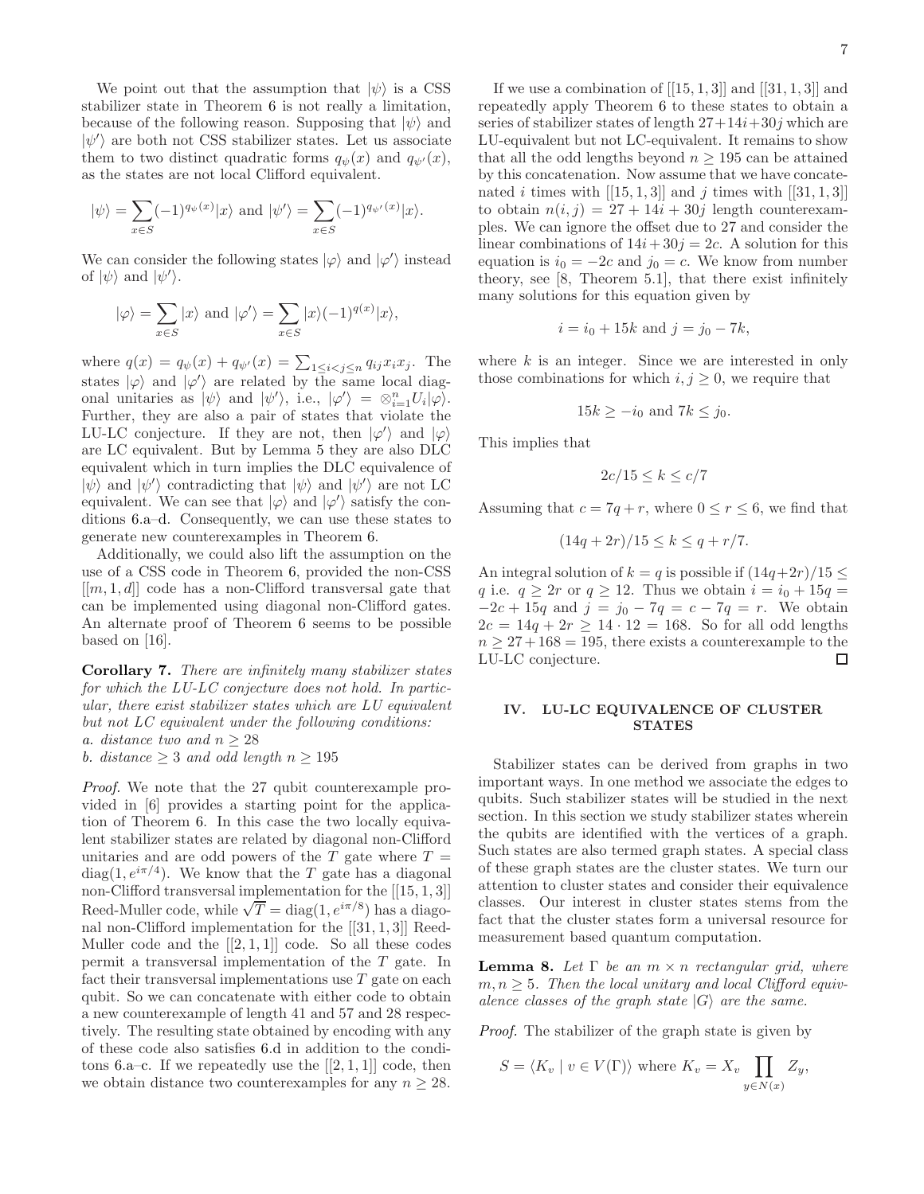We point out that the assumption that $|\psi\rangle$ is a CSS stabilizer state in Theorem 6 is not really a limitation, because of the following reason. Supposing that $|\psi\rangle$ and $|\psi'\rangle$ are both not CSS stabilizer states. Let us associate them to two distinct quadratic forms $q_\psi(x)$ and $q_{\psi'}(x)$, as the states are not local Clifford equivalent.

$$|\psi\rangle = \sum_{x\in S}(-1)^{q_\psi(x)}|x\rangle \text{ and } |\psi'\rangle = \sum_{x\in S}(-1)^{q_{\psi'}(x)}|x\rangle.$$

We can consider the following states $|\varphi\rangle$ and $|\varphi'\rangle$ instead of $|\psi\rangle$ and $|\psi'\rangle$.

$$|\varphi\rangle = \sum_{x\in S}|x\rangle \text{ and } |\varphi'\rangle = \sum_{x\in S}|x\rangle(-1)^{q(x)}|x\rangle,$$

where $q(x) = q_\psi(x) + q_{\psi'}(x) = \sum_{1\leq i<j\leq n} q_{ij}x_ix_j$. The states $|\varphi\rangle$ and $|\varphi'\rangle$ are related by the same local diagonal unitaries as $|\psi\rangle$ and $|\psi'\rangle$, i.e., $|\varphi'\rangle = \otimes_{i=1}^n U_i|\varphi\rangle$. Further, they are also a pair of states that violate the LU-LC conjecture. If they are not, then $|\varphi'\rangle$ and $|\varphi\rangle$ are LC equivalent. But by Lemma 5 they are also DLC equivalent which in turn implies the DLC equivalence of $|\psi\rangle$ and $|\psi'\rangle$ contradicting that $|\psi\rangle$ and $|\psi'\rangle$ are not LC equivalent. We can see that $|\varphi\rangle$ and $|\varphi'\rangle$ satisfy the conditions 6.a–d. Consequently, we can use these states to generate new counterexamples in Theorem 6.

Additionally, we could also lift the assumption on the use of a CSS code in Theorem 6, provided the non-CSS $[[m, 1, d]]$ code has a non-Clifford transversal gate that can be implemented using diagonal non-Clifford gates. An alternate proof of Theorem 6 seems to be possible based on [16].

**Corollary 7.** *There are infinitely many stabilizer states for which the LU-LC conjecture does not hold. In particular, there exist stabilizer states which are LU equivalent but not LC equivalent under the following conditions:*
*a. distance two and $n \geq 28$*
*b. distance $\geq 3$ and odd length $n \geq 195$*

*Proof.* We note that the 27 qubit counterexample provided in [6] provides a starting point for the application of Theorem 6. In this case the two locally equivalent stabilizer states are related by diagonal non-Clifford unitaries and are odd powers of the $T$ gate where $T = \text{diag}(1, e^{i\pi/4})$. We know that the $T$ gate has a diagonal non-Clifford transversal implementation for the $[[15, 1, 3]]$ Reed-Muller code, while $\sqrt{T} = \text{diag}(1, e^{i\pi/8})$ has a diagonal non-Clifford implementation for the $[[31, 1, 3]]$ Reed-Muller code and the $[[2, 1, 1]]$ code. So all these codes permit a transversal implementation of the $T$ gate. In fact their transversal implementations use $T$ gate on each qubit. So we can concatenate with either code to obtain a new counterexample of length 41 and 57 and 28 respectively. The resulting state obtained by encoding with any of these code also satisfies 6.d in addition to the conditions 6.a–c. If we repeatedly use the $[[2, 1, 1]]$ code, then we obtain distance two counterexamples for any $n \geq 28$.

If we use a combination of $[[15, 1, 3]]$ and $[[31, 1, 3]]$ and repeatedly apply Theorem 6 to these states to obtain a series of stabilizer states of length $27+14i+30j$ which are LU-equivalent but not LC-equivalent. It remains to show that all the odd lengths beyond $n \geq 195$ can be attained by this concatenation. Now assume that we have concatenated $i$ times with $[[15, 1, 3]]$ and $j$ times with $[[31, 1, 3]]$ to obtain $n(i, j) = 27 + 14i + 30j$ length counterexamples. We can ignore the offset due to 27 and consider the linear combinations of $14i + 30j = 2c$. A solution for this equation is $i_0 = -2c$ and $j_0 = c$. We know from number theory, see [8, Theorem 5.1], that there exist infinitely many solutions for this equation given by

$$i = i_0 + 15k \text{ and } j = j_0 - 7k,$$

where $k$ is an integer. Since we are interested in only those combinations for which $i, j \geq 0$, we require that

$$15k \geq -i_0 \text{ and } 7k \leq j_0.$$

This implies that

$$2c/15 \leq k \leq c/7$$

Assuming that $c = 7q + r$, where $0 \leq r \leq 6$, we find that

$$(14q + 2r)/15 \leq k \leq q + r/7.$$

An integral solution of $k = q$ is possible if $(14q+2r)/15 \leq q$ i.e. $q \geq 2r$ or $q \geq 12$. Thus we obtain $i = i_0 + 15q = -2c + 15q$ and $j = j_0 - 7q = c - 7q = r$. We obtain $2c = 14q + 2r \geq 14 \cdot 12 = 168$. So for all odd lengths $n \geq 27+168 = 195$, there exists a counterexample to the LU-LC conjecture. $\square$

## IV. LU-LC EQUIVALENCE OF CLUSTER STATES

Stabilizer states can be derived from graphs in two important ways. In one method we associate the edges to qubits. Such stabilizer states will be studied in the next section. In this section we study stabilizer states wherein the qubits are identified with the vertices of a graph. Such states are also termed graph states. A special class of these graph states are the cluster states. We turn our attention to cluster states and consider their equivalence classes. Our interest in cluster states stems from the fact that the cluster states form a universal resource for measurement based quantum computation.

**Lemma 8.** *Let $\Gamma$ be an $m \times n$ rectangular grid, where $m, n \geq 5$. Then the local unitary and local Clifford equivalence classes of the graph state $|G\rangle$ are the same.*

*Proof.* The stabilizer of the graph state is given by

$$S = \langle K_v \mid v \in V(\Gamma)\rangle \text{ where } K_v = X_v \prod_{y\in N(x)} Z_y,$$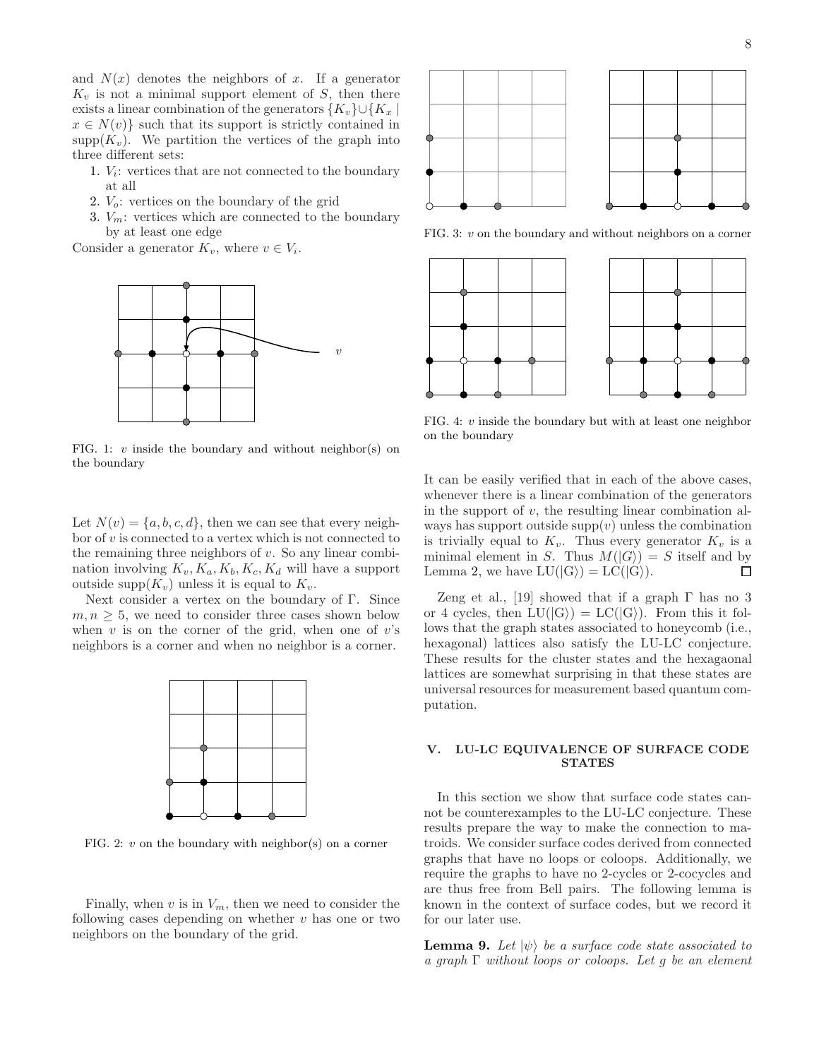and $N(x)$ denotes the neighbors of $x$. If a generator $K_v$ is not a minimal support element of $S$, then there exists a linear combination of the generators $\{K_v\} \cup \{K_x \mid x \in N(v)\}$ such that its support is strictly contained in $\mathrm{supp}(K_v)$. We partition the vertices of the graph into three different sets:

1. $V_i$: vertices that are not connected to the boundary at all
2. $V_o$: vertices on the boundary of the grid
3. $V_m$: vertices which are connected to the boundary by at least one edge

Consider a generator $K_v$, where $v \in V_i$.

FIG. 1: $v$ inside the boundary and without neighbor(s) on the boundary

Let $N(v) = \{a, b, c, d\}$, then we can see that every neighbor of $v$ is connected to a vertex which is not connected to the remaining three neighbors of $v$. So any linear combination involving $K_v, K_a, K_b, K_c, K_d$ will have a support outside $\mathrm{supp}(K_v)$ unless it is equal to $K_v$.

Next consider a vertex on the boundary of $\Gamma$. Since $m, n \geq 5$, we need to consider three cases shown below when $v$ is on the corner of the grid, when one of $v$'s neighbors is a corner and when no neighbor is a corner.

FIG. 2: $v$ on the boundary with neighbor(s) on a corner

Finally, when $v$ is in $V_m$, then we need to consider the following cases depending on whether $v$ has one or two neighbors on the boundary of the grid.

FIG. 3: $v$ on the boundary and without neighbors on a corner

FIG. 4: $v$ inside the boundary but with at least one neighbor on the boundary

It can be easily verified that in each of the above cases, whenever there is a linear combination of the generators in the support of $v$, the resulting linear combination always has support outside $\mathrm{supp}(v)$ unless the combination is trivially equal to $K_v$. Thus every generator $K_v$ is a minimal element in $S$. Thus $M(|G\rangle) = S$ itself and by Lemma 2, we have $\mathrm{LU}(|G\rangle) = \mathrm{LC}(|G\rangle)$. □

Zeng et al., [19] showed that if a graph $\Gamma$ has no 3 or 4 cycles, then $\mathrm{LU}(|G\rangle) = \mathrm{LC}(|G\rangle)$. From this it follows that the graph states associated to honeycomb (i.e., hexagonal) lattices also satisfy the LU-LC conjecture. These results for the cluster states and the hexagaonal lattices are somewhat surprising in that these states are universal resources for measurement based quantum computation.

## V. LU-LC EQUIVALENCE OF SURFACE CODE STATES

In this section we show that surface code states cannot be counterexamples to the LU-LC conjecture. These results prepare the way to make the connection to matroids. We consider surface codes derived from connected graphs that have no loops or coloops. Additionally, we require the graphs to have no 2-cycles or 2-cocycles and are thus free from Bell pairs. The following lemma is known in the context of surface codes, but we record it for our later use.

**Lemma 9.** *Let $|\psi\rangle$ be a surface code state associated to a graph $\Gamma$ without loops or coloops. Let $g$ be an element*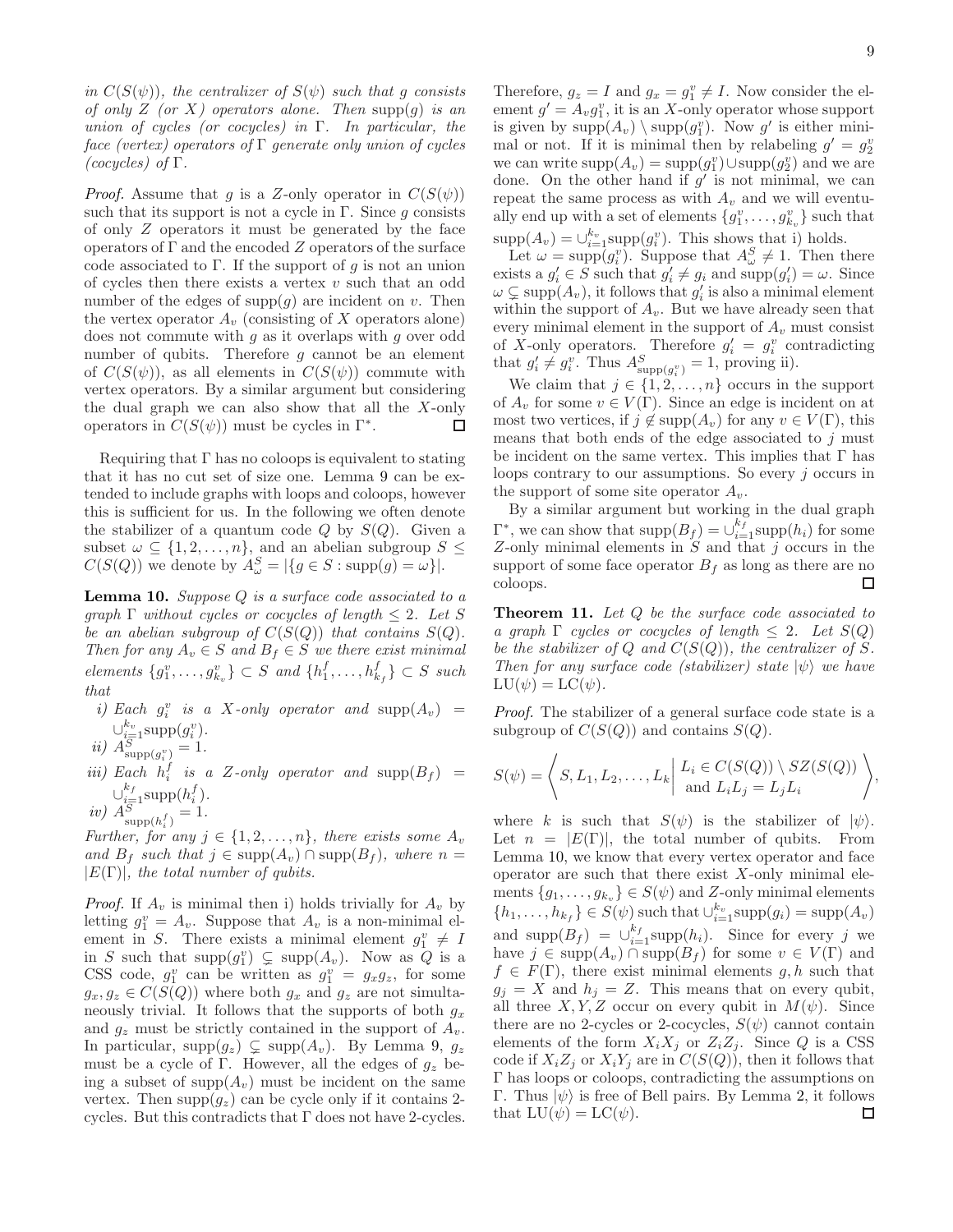*in $C(S(\psi))$, the centralizer of $S(\psi)$ such that $g$ consists of only $Z$ (or $X$) operators alone. Then $\mathrm{supp}(g)$ is an union of cycles (or cocycles) in $\Gamma$. In particular, the face (vertex) operators of $\Gamma$ generate only union of cycles (cocycles) of $\Gamma$.*

*Proof.* Assume that $g$ is a $Z$-only operator in $C(S(\psi))$ such that its support is not a cycle in $\Gamma$. Since $g$ consists of only $Z$ operators it must be generated by the face operators of $\Gamma$ and the encoded $Z$ operators of the surface code associated to $\Gamma$. If the support of $g$ is not an union of cycles then there exists a vertex $v$ such that an odd number of the edges of $\mathrm{supp}(g)$ are incident on $v$. Then the vertex operator $A_v$ (consisting of $X$ operators alone) does not commute with $g$ as it overlaps with $g$ over odd number of qubits. Therefore $g$ cannot be an element of $C(S(\psi))$, as all elements in $C(S(\psi))$ commute with vertex operators. By a similar argument but considering the dual graph we can also show that all the $X$-only operators in $C(S(\psi))$ must be cycles in $\Gamma^*$. □

Requiring that $\Gamma$ has no coloops is equivalent to stating that it has no cut set of size one. Lemma 9 can be extended to include graphs with loops and coloops, however this is sufficient for us. In the following we often denote the stabilizer of a quantum code $Q$ by $S(Q)$. Given a subset $\omega \subseteq \{1, 2, \ldots, n\}$, and an abelian subgroup $S \leq C(S(Q))$ we denote by $A^S_\omega = |\{g \in S : \mathrm{supp}(g) = \omega\}|$.

**Lemma 10.** *Suppose $Q$ is a surface code associated to a graph $\Gamma$ without cycles or cocycles of length $\leq 2$. Let $S$ be an abelian subgroup of $C(S(Q))$ that contains $S(Q)$. Then for any $A_v \in S$ and $B_f \in S$ we there exist minimal elements $\{g^v_1, \ldots, g^v_{k_v}\} \subset S$ and $\{h^f_1, \ldots, h^f_{k_f}\} \subset S$ such that*

*i) Each $g^v_i$ is a $X$-only operator and $\mathrm{supp}(A_v) = \cup_{i=1}^{k_v} \mathrm{supp}(g^v_i)$.*
*ii) $A^S_{\mathrm{supp}(g^v_i)} = 1$.*
*iii) Each $h^f_i$ is a $Z$-only operator and $\mathrm{supp}(B_f) = \cup_{i=1}^{k_f} \mathrm{supp}(h^f_i)$.*
*iv) $A^S_{\mathrm{supp}(h^f_i)} = 1$.*

*Further, for any $j \in \{1, 2, \ldots, n\}$, there exists some $A_v$ and $B_f$ such that $j \in \mathrm{supp}(A_v) \cap \mathrm{supp}(B_f)$, where $n = |E(\Gamma)|$, the total number of qubits.*

*Proof.* If $A_v$ is minimal then i) holds trivially for $A_v$ by letting $g^v_1 = A_v$. Suppose that $A_v$ is a non-minimal element in $S$. There exists a minimal element $g^v_1 \neq I$ in $S$ such that $\mathrm{supp}(g^v_1) \subsetneq \mathrm{supp}(A_v)$. Now as $Q$ is a CSS code, $g^v_1$ can be written as $g^v_1 = g_x g_z$, for some $g_x, g_z \in C(S(Q))$ where both $g_x$ and $g_z$ are not simultaneously trivial. It follows that the supports of both $g_x$ and $g_z$ must be strictly contained in the support of $A_v$. In particular, $\mathrm{supp}(g_z) \subsetneq \mathrm{supp}(A_v)$. By Lemma 9, $g_z$ must be a cycle of $\Gamma$. However, all the edges of $g_z$ being a subset of $\mathrm{supp}(A_v)$ must be incident on the same vertex. Then $\mathrm{supp}(g_z)$ can be cycle only if it contains 2-cycles. But this contradicts that $\Gamma$ does not have 2-cycles. Therefore, $g_z = I$ and $g_x = g^v_1 \neq I$. Now consider the element $g' = A_v g^v_1$, it is an $X$-only operator whose support is given by $\mathrm{supp}(A_v) \setminus \mathrm{supp}(g^v_1)$. Now $g'$ is either minimal or not. If it is minimal then by relabeling $g' = g^v_2$ we can write $\mathrm{supp}(A_v) = \mathrm{supp}(g^v_1) \cup \mathrm{supp}(g^v_2)$ and we are done. On the other hand if $g'$ is not minimal, we can repeat the same process as with $A_v$ and we will eventually end up with a set of elements $\{g^v_1, \ldots, g^v_{k_v}\}$ such that $\mathrm{supp}(A_v) = \cup_{i=1}^{k_v} \mathrm{supp}(g^v_i)$. This shows that i) holds.

Let $\omega = \mathrm{supp}(g^v_i)$. Suppose that $A^S_\omega \neq 1$. Then there exists a $g'_i \in S$ such that $g'_i \neq g_i$ and $\mathrm{supp}(g'_i) = \omega$. Since $\omega \subsetneq \mathrm{supp}(A_v)$, it follows that $g'_i$ is also a minimal element within the support of $A_v$. But we have already seen that every minimal element in the support of $A_v$ must consist of $X$-only operators. Therefore $g'_i = g^v_i$ contradicting that $g'_i \neq g^v_i$. Thus $A^S_{\mathrm{supp}(g^v_i)} = 1$, proving ii).

We claim that $j \in \{1, 2, \ldots, n\}$ occurs in the support of $A_v$ for some $v \in V(\Gamma)$. Since an edge is incident on at most two vertices, if $j \notin \mathrm{supp}(A_v)$ for any $v \in V(\Gamma)$, this means that both ends of the edge associated to $j$ must be incident on the same vertex. This implies that $\Gamma$ has loops contrary to our assumptions. So every $j$ occurs in the support of some site operator $A_v$.

By a similar argument but working in the dual graph $\Gamma^*$, we can show that $\mathrm{supp}(B_f) = \cup_{i=1}^{k_f} \mathrm{supp}(h_i)$ for some $Z$-only minimal elements in $S$ and that $j$ occurs in the support of some face operator $B_f$ as long as there are no coloops. □

**Theorem 11.** *Let $Q$ be the surface code associated to a graph $\Gamma$ cycles or cocycles of length $\leq 2$. Let $S(Q)$ be the stabilizer of $Q$ and $C(S(Q))$, the centralizer of $S$. Then for any surface code (stabilizer) state $|\psi\rangle$ we have $\mathrm{LU}(\psi) = \mathrm{LC}(\psi)$.*

*Proof.* The stabilizer of a general surface code state is a subgroup of $C(S(Q))$ and contains $S(Q)$.

$$S(\psi) = \left\langle S, L_1, L_2, \ldots, L_k \,\middle|\, \begin{array}{l} L_i \in C(S(Q)) \setminus SZ(S(Q)) \\ \text{and } L_i L_j = L_j L_i \end{array} \right\rangle,$$

where $k$ is such that $S(\psi)$ is the stabilizer of $|\psi\rangle$. Let $n = |E(\Gamma)|$, the total number of qubits. From Lemma 10, we know that every vertex operator and face operator are such that there exist $X$-only minimal elements $\{g_1, \ldots, g_{k_v}\} \in S(\psi)$ and $Z$-only minimal elements $\{h_1, \ldots, h_{k_f}\} \in S(\psi)$ such that $\cup_{i=1}^{k_v} \mathrm{supp}(g_i) = \mathrm{supp}(A_v)$ and $\mathrm{supp}(B_f) = \cup_{i=1}^{k_f} \mathrm{supp}(h_i)$. Since for every $j$ we have $j \in \mathrm{supp}(A_v) \cap \mathrm{supp}(B_f)$ for some $v \in V(\Gamma)$ and $f \in F(\Gamma)$, there exist minimal elements $g, h$ such that $g_j = X$ and $h_j = Z$. This means that on every qubit, all three $X, Y, Z$ occur on every qubit in $M(\psi)$. Since there are no 2-cycles or 2-cocycles, $S(\psi)$ cannot contain elements of the form $X_i X_j$ or $Z_i Z_j$. Since $Q$ is a CSS code if $X_i Z_j$ or $X_i Y_j$ are in $C(S(Q))$, then it follows that $\Gamma$ has loops or coloops, contradicting the assumptions on $\Gamma$. Thus $|\psi\rangle$ is free of Bell pairs. By Lemma 2, it follows that $\mathrm{LU}(\psi) = \mathrm{LC}(\psi)$. □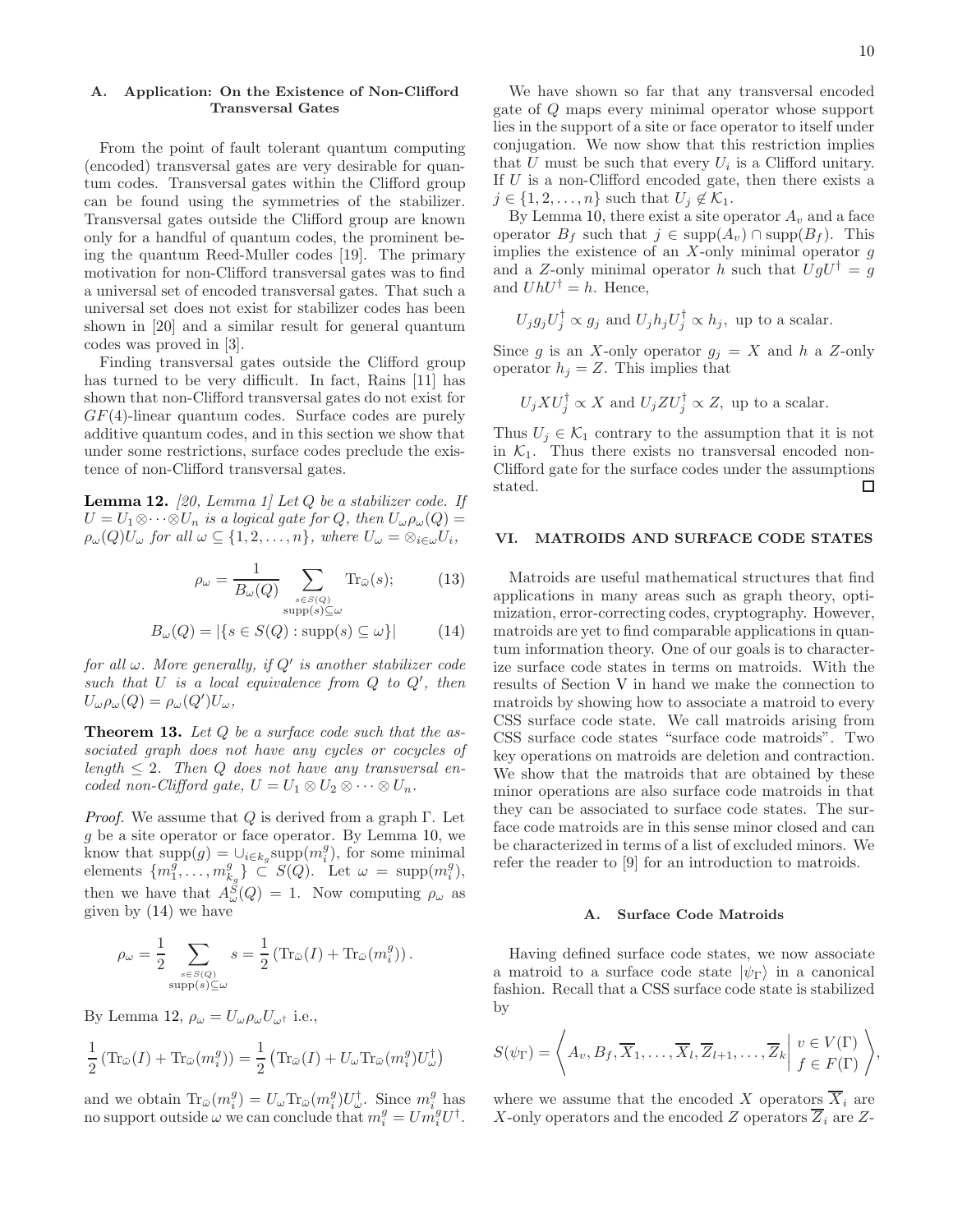### A. Application: On the Existence of Non-Clifford Transversal Gates

From the point of fault tolerant quantum computing (encoded) transversal gates are very desirable for quantum codes. Transversal gates within the Clifford group can be found using the symmetries of the stabilizer. Transversal gates outside the Clifford group are known only for a handful of quantum codes, the prominent being the quantum Reed-Muller codes [19]. The primary motivation for non-Clifford transversal gates was to find a universal set of encoded transversal gates. That such a universal set does not exist for stabilizer codes has been shown in [20] and a similar result for general quantum codes was proved in [3].

Finding transversal gates outside the Clifford group has turned to be very difficult. In fact, Rains [11] has shown that non-Clifford transversal gates do not exist for $GF(4)$-linear quantum codes. Surface codes are purely additive quantum codes, and in this section we show that under some restrictions, surface codes preclude the existence of non-Clifford transversal gates.

**Lemma 12.** *[20, Lemma 1] Let $Q$ be a stabilizer code. If $U = U_1 \otimes \cdots \otimes U_n$ is a logical gate for $Q$, then $U_\omega \rho_\omega(Q) = \rho_\omega(Q) U_\omega$ for all $\omega \subseteq \{1, 2, \ldots, n\}$, where $U_\omega = \otimes_{i \in \omega} U_i$,*

$$\rho_\omega = \frac{1}{B_\omega(Q)} \sum_{\substack{s \in S(Q) \\ \mathrm{supp}(s) \subseteq \omega}} \mathrm{Tr}_{\bar{\omega}}(s); \tag{13}$$

$$B_\omega(Q) = |\{s \in S(Q) : \mathrm{supp}(s) \subseteq \omega\}| \tag{14}$$

*for all $\omega$. More generally, if $Q'$ is another stabilizer code such that $U$ is a local equivalence from $Q$ to $Q'$, then $U_\omega \rho_\omega(Q) = \rho_\omega(Q') U_\omega$,*

**Theorem 13.** *Let $Q$ be a surface code such that the associated graph does not have any cycles or cocycles of length $\leq 2$. Then $Q$ does not have any transversal encoded non-Clifford gate, $U = U_1 \otimes U_2 \otimes \cdots \otimes U_n$.*

*Proof.* We assume that $Q$ is derived from a graph $\Gamma$. Let $g$ be a site operator or face operator. By Lemma 10, we know that $\mathrm{supp}(g) = \cup_{i \in k_g} \mathrm{supp}(m_i^g)$, for some minimal elements $\{m_1^g, \ldots, m_{k_g}^g\} \subset S(Q)$. Let $\omega = \mathrm{supp}(m_i^g)$, then we have that $A_\omega^S(Q) = 1$. Now computing $\rho_\omega$ as given by (14) we have

$$\rho_\omega = \frac{1}{2} \sum_{\substack{s \in S(Q) \\ \mathrm{supp}(s) \subseteq \omega}} s = \frac{1}{2} \left( \mathrm{Tr}_{\bar{\omega}}(I) + \mathrm{Tr}_{\bar{\omega}}(m_i^g) \right).$$

By Lemma 12, $\rho_\omega = U_\omega \rho_\omega U_{\omega^\dagger}$ i.e.,

$$\frac{1}{2} \left( \mathrm{Tr}_{\bar{\omega}}(I) + \mathrm{Tr}_{\bar{\omega}}(m_i^g) \right) = \frac{1}{2} \left( \mathrm{Tr}_{\bar{\omega}}(I) + U_\omega \mathrm{Tr}_{\bar{\omega}}(m_i^g) U_\omega^\dagger \right)$$

and we obtain $\mathrm{Tr}_{\bar{\omega}}(m_i^g) = U_\omega \mathrm{Tr}_{\bar{\omega}}(m_i^g) U_\omega^\dagger$. Since $m_i^g$ has no support outside $\omega$ we can conclude that $m_i^g = U m_i^g U^\dagger$.

We have shown so far that any transversal encoded gate of $Q$ maps every minimal operator whose support lies in the support of a site or face operator to itself under conjugation. We now show that this restriction implies that $U$ must be such that every $U_i$ is a Clifford unitary. If $U$ is a non-Clifford encoded gate, then there exists a $j \in \{1, 2, \ldots, n\}$ such that $U_j \notin \mathcal{K}_1$.

By Lemma 10, there exist a site operator $A_v$ and a face operator $B_f$ such that $j \in \mathrm{supp}(A_v) \cap \mathrm{supp}(B_f)$. This implies the existence of an $X$-only minimal operator $g$ and a $Z$-only minimal operator $h$ such that $UgU^\dagger = g$ and $UhU^\dagger = h$. Hence,

$$U_j g_j U_j^\dagger \propto g_j \text{ and } U_j h_j U_j^\dagger \propto h_j, \text{ up to a scalar.}$$

Since $g$ is an $X$-only operator $g_j = X$ and $h$ a $Z$-only operator $h_j = Z$. This implies that

$$U_j X U_j^\dagger \propto X \text{ and } U_j Z U_j^\dagger \propto Z, \text{ up to a scalar.}$$

Thus $U_j \in \mathcal{K}_1$ contrary to the assumption that it is not in $\mathcal{K}_1$. Thus there exists no transversal encoded non-Clifford gate for the surface codes under the assumptions stated. ∎

## VI. MATROIDS AND SURFACE CODE STATES

Matroids are useful mathematical structures that find applications in many areas such as graph theory, optimization, error-correcting codes, cryptography. However, matroids are yet to find comparable applications in quantum information theory. One of our goals is to characterize surface code states in terms on matroids. With the results of Section V in hand we make the connection to matroids by showing how to associate a matroid to every CSS surface code state. We call matroids arising from CSS surface code states "surface code matroids". Two key operations on matroids are deletion and contraction. We show that the matroids that are obtained by these minor operations are also surface code matroids in that they can be associated to surface code states. The surface code matroids are in this sense minor closed and can be characterized in terms of a list of excluded minors. We refer the reader to [9] for an introduction to matroids.

### A. Surface Code Matroids

Having defined surface code states, we now associate a matroid to a surface code state $|\psi_\Gamma\rangle$ in a canonical fashion. Recall that a CSS surface code state is stabilized by

$$S(\psi_\Gamma) = \left\langle A_v, B_f, \overline{X}_1, \ldots, \overline{X}_l, \overline{Z}_{l+1}, \ldots, \overline{Z}_k \,\middle|\, \begin{array}{l} v \in V(\Gamma) \\ f \in F(\Gamma) \end{array} \right\rangle,$$

where we assume that the encoded $X$ operators $\overline{X}_i$ are $X$-only operators and the encoded $Z$ operators $\overline{Z}_i$ are $Z$-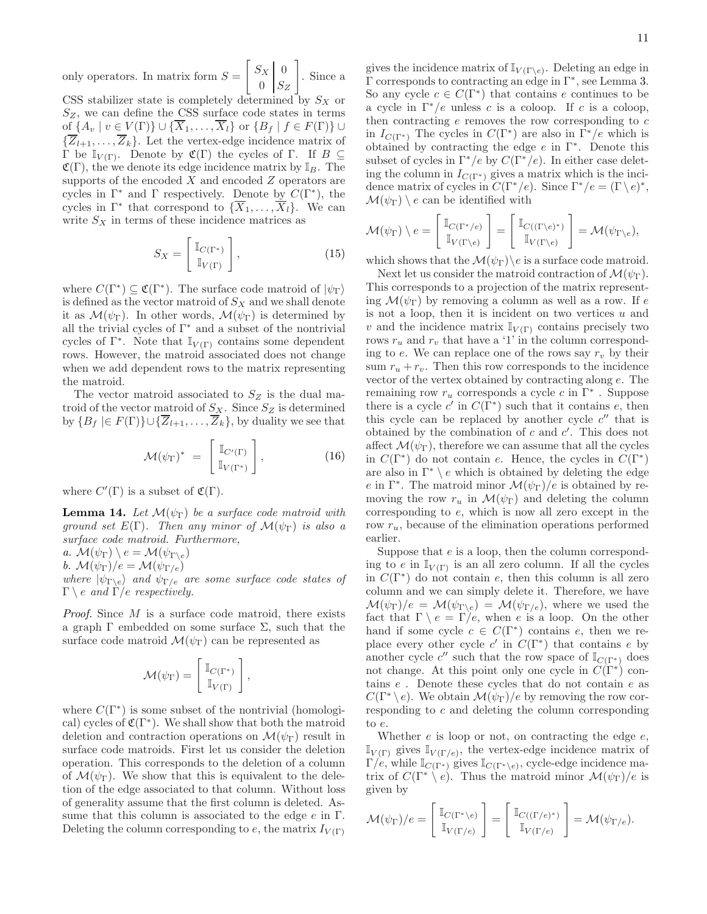only operators. In matrix form $S = \left[\begin{array}{c|c} S_X & 0 \\ 0 & S_Z \end{array}\right]$. Since a CSS stabilizer state is completely determined by $S_X$ or $S_Z$, we can define the CSS surface code states in terms of $\{A_v \mid v \in V(\Gamma)\} \cup \{\overline{X}_1, \ldots, \overline{X}_l\}$ or $\{B_f \mid f \in F(\Gamma)\} \cup \{\overline{Z}_{l+1}, \ldots, \overline{Z}_k\}$. Let the vertex-edge incidence matrix of $\Gamma$ be $\mathbb{I}_{V(\Gamma)}$. Denote by $\mathfrak{C}(\Gamma)$ the cycles of $\Gamma$. If $B \subseteq \mathfrak{C}(\Gamma)$, the we denote its edge incidence matrix by $\mathbb{I}_B$. The supports of the encoded $X$ and encoded $Z$ operators are cycles in $\Gamma^*$ and $\Gamma$ respectively. Denote by $C(\Gamma^*)$, the cycles in $\Gamma^*$ that correspond to $\{\overline{X}_1, \ldots, \overline{X}_l\}$. We can write $S_X$ in terms of these incidence matrices as

$$S_X = \left[\begin{array}{c} \mathbb{I}_{C(\Gamma^*)} \\ \mathbb{I}_{V(\Gamma)} \end{array}\right], \tag{15}$$

where $C(\Gamma^*) \subseteq \mathfrak{C}(\Gamma^*)$. The surface code matroid of $|\psi_\Gamma\rangle$ is defined as the vector matroid of $S_X$ and we shall denote it as $\mathcal{M}(\psi_\Gamma)$. In other words, $\mathcal{M}(\psi_\Gamma)$ is determined by all the trivial cycles of $\Gamma^*$ and a subset of the nontrivial cycles of $\Gamma^*$. Note that $\mathbb{I}_{V(\Gamma)}$ contains some dependent rows. However, the matroid associated does not change when we add dependent rows to the matrix representing the matroid.

The vector matroid associated to $S_Z$ is the dual matroid of the vector matroid of $S_X$. Since $S_Z$ is determined by $\{B_f \mid \in F(\Gamma)\} \cup \{\overline{Z}_{l+1}, \ldots, \overline{Z}_k\}$, by duality we see that

$$\mathcal{M}(\psi_\Gamma)^* = \left[\begin{array}{c} \mathbb{I}_{C'(\Gamma)} \\ \mathbb{I}_{V(\Gamma^*)} \end{array}\right], \tag{16}$$

where $C'(\Gamma)$ is a subset of $\mathfrak{C}(\Gamma)$.

**Lemma 14.** *Let $\mathcal{M}(\psi_\Gamma)$ be a surface code matroid with ground set $E(\Gamma)$. Then any minor of $\mathcal{M}(\psi_\Gamma)$ is also a surface code matroid. Furthermore,*
*a.* $\mathcal{M}(\psi_\Gamma) \setminus e = \mathcal{M}(\psi_{\Gamma\setminus e})$
*b.* $\mathcal{M}(\psi_\Gamma)/e = \mathcal{M}(\psi_{\Gamma/e})$
*where $|\psi_{\Gamma\setminus e}\rangle$ and $\psi_{\Gamma/e}$ are some surface code states of $\Gamma \setminus e$ and $\Gamma/e$ respectively.*

*Proof.* Since $M$ is a surface code matroid, there exists a graph $\Gamma$ embedded on some surface $\Sigma$, such that the surface code matroid $\mathcal{M}(\psi_\Gamma)$ can be represented as

$$\mathcal{M}(\psi_\Gamma) = \left[\begin{array}{c} \mathbb{I}_{C(\Gamma^*)} \\ \mathbb{I}_{V(\Gamma)} \end{array}\right],$$

where $C(\Gamma^*)$ is some subset of the nontrivial (homological) cycles of $\mathfrak{C}(\Gamma^*)$. We shall show that both the matroid deletion and contraction operations on $\mathcal{M}(\psi_\Gamma)$ result in surface code matroids. First let us consider the deletion operation. This corresponds to the deletion of a column of $\mathcal{M}(\psi_\Gamma)$. We show that this is equivalent to the deletion of the edge associated to that column. Without loss of generality assume that the first column is deleted. Assume that this column is associated to the edge $e$ in $\Gamma$. Deleting the column corresponding to $e$, the matrix $I_{V(\Gamma)}$ gives the incidence matrix of $\mathbb{I}_{V(\Gamma\setminus e)}$. Deleting an edge in $\Gamma$ corresponds to contracting an edge in $\Gamma^*$, see Lemma 3. So any cycle $c \in C(\Gamma^*)$ that contains $e$ continues to be a cycle in $\Gamma^*/e$ unless $c$ is a coloop. If $c$ is a coloop, then contracting $e$ removes the row corresponding to $c$ in $I_{C(\Gamma^*)}$ The cycles in $C(\Gamma^*)$ are also in $\Gamma^*/e$ which is obtained by contracting the edge $e$ in $\Gamma^*$. Denote this subset of cycles in $\Gamma^*/e$ by $C(\Gamma^*/e)$. In either case deleting the column in $I_{C(\Gamma^*)}$ gives a matrix which is the incidence matrix of cycles in $C(\Gamma^*/e)$. Since $\Gamma^*/e = (\Gamma \setminus e)^*$, $\mathcal{M}(\psi_\Gamma) \setminus e$ can be identified with

$$\mathcal{M}(\psi_\Gamma) \setminus e = \left[\begin{array}{c} \mathbb{I}_{C(\Gamma^*/e)} \\ \mathbb{I}_{V(\Gamma\setminus e)} \end{array}\right] = \left[\begin{array}{c} \mathbb{I}_{C((\Gamma\setminus e)^*)} \\ \mathbb{I}_{V(\Gamma\setminus e)} \end{array}\right] = \mathcal{M}(\psi_{\Gamma\setminus e}),$$

which shows that the $\mathcal{M}(\psi_\Gamma)\setminus e$ is a surface code matroid.

Next let us consider the matroid contraction of $\mathcal{M}(\psi_\Gamma)$. This corresponds to a projection of the matrix representing $\mathcal{M}(\psi_\Gamma)$ by removing a column as well as a row. If $e$ is not a loop, then it is incident on two vertices $u$ and $v$ and the incidence matrix $\mathbb{I}_{V(\Gamma)}$ contains precisely two rows $r_u$ and $r_v$ that have a '1' in the column corresponding to $e$. We can replace one of the rows say $r_v$ by their sum $r_u + r_v$. Then this row corresponds to the incidence vector of the vertex obtained by contracting along $e$. The remaining row $r_u$ corresponds a cycle $c$ in $\Gamma^*$ . Suppose there is a cycle $c'$ in $C(\Gamma^*)$ such that it contains $e$, then this cycle can be replaced by another cycle $c''$ that is obtained by the combination of $c$ and $c'$. This does not affect $\mathcal{M}(\psi_\Gamma)$, therefore we can assume that all the cycles in $C(\Gamma^*)$ do not contain $e$. Hence, the cycles in $C(\Gamma^*)$ are also in $\Gamma^* \setminus e$ which is obtained by deleting the edge $e$ in $\Gamma^*$. The matroid minor $\mathcal{M}(\psi_\Gamma)/e$ is obtained by removing the row $r_u$ in $\mathcal{M}(\psi_\Gamma)$ and deleting the column corresponding to $e$, which is now all zero except in the row $r_u$, because of the elimination operations performed earlier.

Suppose that $e$ is a loop, then the column corresponding to $e$ in $\mathbb{I}_{V(\Gamma)}$ is an all zero column. If all the cycles in $C(\Gamma^*)$ do not contain $e$, then this column is all zero column and we can simply delete it. Therefore, we have $\mathcal{M}(\psi_\Gamma)/e = \mathcal{M}(\psi_{\Gamma\setminus e}) = \mathcal{M}(\psi_{\Gamma/e})$, where we used the fact that $\Gamma \setminus e = \Gamma/e$, when $e$ is a loop. On the other hand if some cycle $c \in C(\Gamma^*)$ contains $e$, then we replace every other cycle $c'$ in $C(\Gamma^*)$ that contains $e$ by another cycle $c''$ such that the row space of $\mathbb{I}_{C(\Gamma^*)}$ does not change. At this point only one cycle in $C(\Gamma^*)$ contains $e$ . Denote these cycles that do not contain $e$ as $C(\Gamma^* \setminus e)$. We obtain $\mathcal{M}(\psi_\Gamma)/e$ by removing the row corresponding to $c$ and deleting the column corresponding to $e$.

Whether $e$ is loop or not, on contracting the edge $e$, $\mathbb{I}_{V(\Gamma)}$ gives $\mathbb{I}_{V(\Gamma/e)}$, the vertex-edge incidence matrix of $\Gamma/e$, while $\mathbb{I}_{C(\Gamma^*)}$ gives $\mathbb{I}_{C(\Gamma^*\setminus e)}$, cycle-edge incidence matrix of $C(\Gamma^* \setminus e)$. Thus the matroid minor $\mathcal{M}(\psi_\Gamma)/e$ is given by

$$\mathcal{M}(\psi_\Gamma)/e = \left[\begin{array}{c} \mathbb{I}_{C(\Gamma^*\setminus e)} \\ \mathbb{I}_{V(\Gamma/e)} \end{array}\right] = \left[\begin{array}{c} \mathbb{I}_{C((\Gamma/e)^*)} \\ \mathbb{I}_{V(\Gamma/e)} \end{array}\right] = \mathcal{M}(\psi_{\Gamma/e}).$$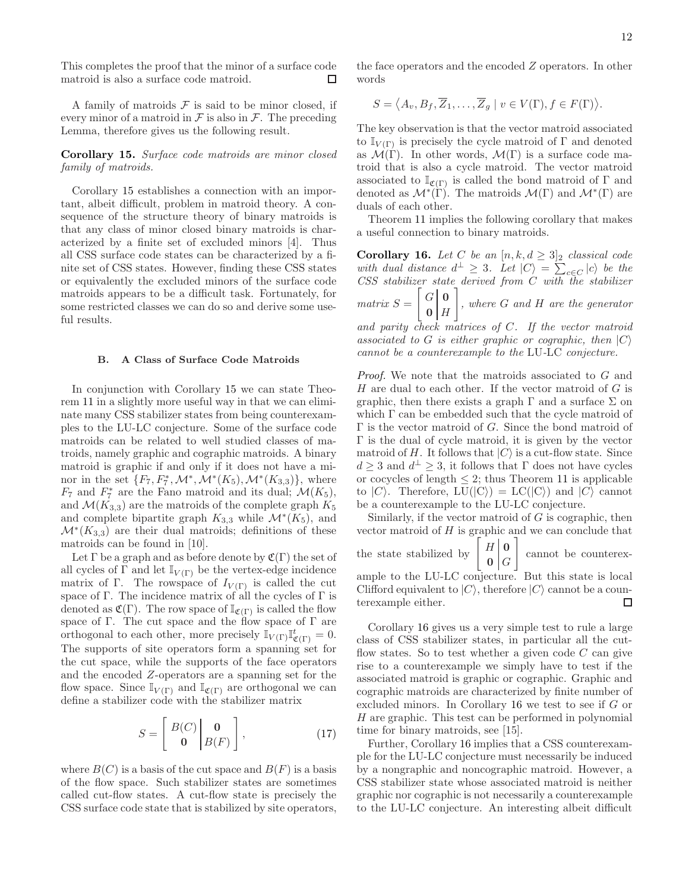This completes the proof that the minor of a surface code matroid is also a surface code matroid. □

A family of matroids $\mathcal{F}$ is said to be minor closed, if every minor of a matroid in $\mathcal{F}$ is also in $\mathcal{F}$. The preceding Lemma, therefore gives us the following result.

**Corollary 15.** *Surface code matroids are minor closed family of matroids.*

Corollary 15 establishes a connection with an important, albeit difficult, problem in matroid theory. A consequence of the structure theory of binary matroids is that any class of minor closed binary matroids is characterized by a finite set of excluded minors [4]. Thus all CSS surface code states can be characterized by a finite set of CSS states. However, finding these CSS states or equivalently the excluded minors of the surface code matroids appears to be a difficult task. Fortunately, for some restricted classes we can do so and derive some useful results.

### B. A Class of Surface Code Matroids

In conjunction with Corollary 15 we can state Theorem 11 in a slightly more useful way in that we can eliminate many CSS stabilizer states from being counterexamples to the LU-LC conjecture. Some of the surface code matroids can be related to well studied classes of matroids, namely graphic and cographic matroids. A binary matroid is graphic if and only if it does not have a minor in the set $\{F_7, F_7^*, \mathcal{M}^*, \mathcal{M}^*(K_5), \mathcal{M}^*(K_{3,3})\}$, where $F_7$ and $F_7^*$ are the Fano matroid and its dual; $\mathcal{M}(K_5)$, and $\mathcal{M}(K_{3,3})$ are the matroids of the complete graph $K_5$ and complete bipartite graph $K_{3,3}$ while $\mathcal{M}^*(K_5)$, and $\mathcal{M}^*(K_{3,3})$ are their dual matroids; definitions of these matroids can be found in [10].

Let $\Gamma$ be a graph and as before denote by $\mathfrak{C}(\Gamma)$ the set of all cycles of $\Gamma$ and let $\mathbb{I}_{V(\Gamma)}$ be the vertex-edge incidence matrix of $\Gamma$. The rowspace of $I_{V(\Gamma)}$ is called the cut space of $\Gamma$. The incidence matrix of all the cycles of $\Gamma$ is denoted as $\mathfrak{C}(\Gamma)$. The row space of $\mathbb{I}_{\mathfrak{C}(\Gamma)}$ is called the flow space of $\Gamma$. The cut space and the flow space of $\Gamma$ are orthogonal to each other, more precisely $\mathbb{I}_{V(\Gamma)}\mathbb{I}_{\mathfrak{C}(\Gamma)}^t = 0$. The supports of site operators form a spanning set for the cut space, while the supports of the face operators and the encoded $Z$-operators are a spanning set for the flow space. Since $\mathbb{I}_{V(\Gamma)}$ and $\mathbb{I}_{\mathfrak{C}(\Gamma)}$ are orthogonal we can define a stabilizer code with the stabilizer matrix

$$S = \left[\begin{array}{c|c} B(C) & \mathbf{0} \\ \mathbf{0} & B(F) \end{array}\right], \tag{17}$$

where $B(C)$ is a basis of the cut space and $B(F)$ is a basis of the flow space. Such stabilizer states are sometimes called cut-flow states. A cut-flow state is precisely the CSS surface code state that is stabilized by site operators, the face operators and the encoded $Z$ operators. In other words

$$S = \langle A_v, B_f, \overline{Z}_1, \ldots, \overline{Z}_g \mid v \in V(\Gamma), f \in F(\Gamma)\rangle.$$

The key observation is that the vector matroid associated to $\mathbb{I}_{V(\Gamma)}$ is precisely the cycle matroid of $\Gamma$ and denoted as $\mathcal{M}(\Gamma)$. In other words, $\mathcal{M}(\Gamma)$ is a surface code matroid that is also a cycle matroid. The vector matroid associated to $\mathbb{I}_{\mathfrak{C}(\Gamma)}$ is called the bond matroid of $\Gamma$ and denoted as $\mathcal{M}^*(\Gamma)$. The matroids $\mathcal{M}(\Gamma)$ and $\mathcal{M}^*(\Gamma)$ are duals of each other.

Theorem 11 implies the following corollary that makes a useful connection to binary matroids.

**Corollary 16.** *Let $C$ be an $[n, k, d \geq 3]_2$ classical code with dual distance $d^\perp \geq 3$. Let $|C\rangle = \sum_{c\in C}|c\rangle$ be the CSS stabilizer state derived from $C$ with the stabilizer matrix $S = \left[\begin{array}{c|c} G & \mathbf{0} \\ \mathbf{0} & H \end{array}\right]$, where $G$ and $H$ are the generator and parity check matrices of $C$. If the vector matroid associated to $G$ is either graphic or cographic, then $|C\rangle$ cannot be a counterexample to the* LU-LC *conjecture.*

*Proof.* We note that the matroids associated to $G$ and $H$ are dual to each other. If the vector matroid of $G$ is graphic, then there exists a graph $\Gamma$ and a surface $\Sigma$ on which $\Gamma$ can be embedded such that the cycle matroid of $\Gamma$ is the vector matroid of $G$. Since the bond matroid of $\Gamma$ is the dual of cycle matroid, it is given by the vector matroid of $H$. It follows that $|C\rangle$ is a cut-flow state. Since $d \geq 3$ and $d^\perp \geq 3$, it follows that $\Gamma$ does not have cycles or cocycles of length $\leq 2$; thus Theorem 11 is applicable to $|C\rangle$. Therefore, $\mathrm{LU}(|C\rangle) = \mathrm{LC}(|C\rangle)$ and $|C\rangle$ cannot be a counterexample to the LU-LC conjecture.

Similarly, if the vector matroid of $G$ is cographic, then vector matroid of $H$ is graphic and we can conclude that the state stabilized by $\left[\begin{array}{c|c} H & \mathbf{0} \\ \mathbf{0} & G \end{array}\right]$ cannot be counterexample to the LU-LC conjecture. But this state is local Clifford equivalent to $|C\rangle$, therefore $|C\rangle$ cannot be a counterexample either. □

Corollary 16 gives us a very simple test to rule a large class of CSS stabilizer states, in particular all the cut-flow states. So to test whether a given code $C$ can give rise to a counterexample we simply have to test if the associated matroid is graphic or cographic. Graphic and cographic matroids are characterized by finite number of excluded minors. In Corollary 16 we test to see if $G$ or $H$ are graphic. This test can be performed in polynomial time for binary matroids, see [15].

Further, Corollary 16 implies that a CSS counterexample for the LU-LC conjecture must necessarily be induced by a nongraphic and noncographic matroid. However, a CSS stabilizer state whose associated matroid is neither graphic nor cographic is not necessarily a counterexample to the LU-LC conjecture. An interesting albeit difficult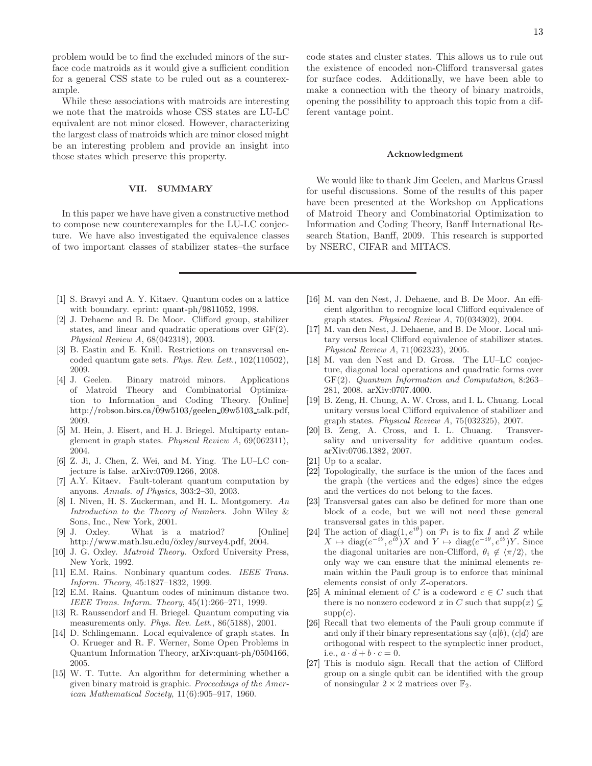problem would be to find the excluded minors of the surface code matroids as it would give a sufficient condition for a general CSS state to be ruled out as a counterexample.

While these associations with matroids are interesting we note that the matroids whose CSS states are LU-LC equivalent are not minor closed. However, characterizing the largest class of matroids which are minor closed might be an interesting problem and provide an insight into those states which preserve this property.

## VII. SUMMARY

In this paper we have have given a constructive method to compose new counterexamples for the LU-LC conjecture. We have also investigated the equivalence classes of two important classes of stabilizer states–the surface code states and cluster states. This allows us to rule out the existence of encoded non-Clifford transversal gates for surface codes. Additionally, we have been able to make a connection with the theory of binary matroids, opening the possibility to approach this topic from a different vantage point.

### Acknowledgment

We would like to thank Jim Geelen, and Markus Grassl for useful discussions. Some of the results of this paper have been presented at the Workshop on Applications of Matroid Theory and Combinatorial Optimization to Information and Coding Theory, Banff International Research Station, Banff, 2009. This research is supported by NSERC, CIFAR and MITACS.

---

[1] S. Bravyi and A. Y. Kitaev. Quantum codes on a lattice with boundary. eprint: quant-ph/9811052, 1998.

[2] J. Dehaene and B. De Moor. Clifford group, stabilizer states, and linear and quadratic operations over GF(2). *Physical Review A*, 68(042318), 2003.

[3] B. Eastin and E. Knill. Restrictions on transversal encoded quantum gate sets. *Phys. Rev. Lett.*, 102(110502), 2009.

[4] J. Geelen. Binary matroid minors. Applications of Matroid Theory and Combinatorial Optimization to Information and Coding Theory. [Online] http://robson.birs.ca/~09w5103/geelen_09w5103_talk.pdf, 2009.

[5] M. Hein, J. Eisert, and H. J. Briegel. Multiparty entanglement in graph states. *Physical Review A*, 69(062311), 2004.

[6] Z. Ji, J. Chen, Z. Wei, and M. Ying. The LU–LC conjecture is false. arXiv:0709.1266, 2008.

[7] A.Y. Kitaev. Fault-tolerant quantum computation by anyons. *Annals. of Physics*, 303:2–30, 2003.

[8] I. Niven, H. S. Zuckerman, and H. L. Montgomery. *An Introduction to the Theory of Numbers*. John Wiley & Sons, Inc., New York, 2001.

[9] J. Oxley. What is a matriod? [Online] http://www.math.lsu.edu/~oxley/survey4.pdf, 2004.

[10] J. G. Oxley. *Matroid Theory*. Oxford University Press, New York, 1992.

[11] E.M. Rains. Nonbinary quantum codes. *IEEE Trans. Inform. Theory*, 45:1827–1832, 1999.

[12] E.M. Rains. Quantum codes of minimum distance two. *IEEE Trans. Inform. Theory*, 45(1):266–271, 1999.

[13] R. Raussendorf and H. Briegel. Quantum computing via measurements only. *Phys. Rev. Lett.*, 86(5188), 2001.

[14] D. Schlingemann. Local equivalence of graph states. In O. Krueger and R. F. Werner, Some Open Problems in Quantum Information Theory, arXiv:quant-ph/0504166, 2005.

[15] W. T. Tutte. An algorithm for determining whether a given binary matroid is graphic. *Proceedings of the American Mathematical Society*, 11(6):905–917, 1960.

[16] M. van den Nest, J. Dehaene, and B. De Moor. An efficient algorithm to recognize local Clifford equivalence of graph states. *Physical Review A*, 70(034302), 2004.

[17] M. van den Nest, J. Dehaene, and B. De Moor. Local unitary versus local Clifford equivalence of stabilizer states. *Physical Review A*, 71(062323), 2005.

[18] M. van den Nest and D. Gross. The LU–LC conjecture, diagonal local operations and quadratic forms over GF(2). *Quantum Information and Computation*, 8:263–281, 2008. arXiv:0707.4000.

[19] B. Zeng, H. Chung, A. W. Cross, and I. L. Chuang. Local unitary versus local Clifford equivalence of stabilizer and graph states. *Physical Review A*, 75(032325), 2007.

[20] B. Zeng, A. Cross, and I. L. Chuang. Transversality and universality for additive quantum codes. arXiv:0706.1382, 2007.

[21] Up to a scalar.

[22] Topologically, the surface is the union of the faces and the graph (the vertices and the edges) since the edges and the vertices do not belong to the faces.

[23] Transversal gates can also be defined for more than one block of a code, but we will not need these general transversal gates in this paper.

[24] The action of $\mathrm{diag}(1, e^{i\theta})$ on $\mathcal{P}_1$ is to fix $I$ and $Z$ while $X \mapsto \mathrm{diag}(e^{-i\theta}, e^{i\theta})X$ and $Y \mapsto \mathrm{diag}(e^{-i\theta}, e^{i\theta})Y$. Since the diagonal unitaries are non-Clifford, $\theta_i \notin \langle \pi/2 \rangle$, the only way we can ensure that the minimal elements remain within the Pauli group is to enforce that minimal elements consist of only $Z$-operators.

[25] A minimal element of $C$ is a codeword $c \in C$ such that there is no nonzero codeword $x$ in $C$ such that $\mathrm{supp}(x) \subsetneq \mathrm{supp}(c)$.

[26] Recall that two elements of the Pauli group commute if and only if their binary representations say $(a|b)$, $(c|d)$ are orthogonal with respect to the symplectic inner product, i.e., $a \cdot d + b \cdot c = 0$.

[27] This is modulo sign. Recall that the action of Clifford group on a single qubit can be identified with the group of nonsingular $2 \times 2$ matrices over $\mathbb{F}_2$.